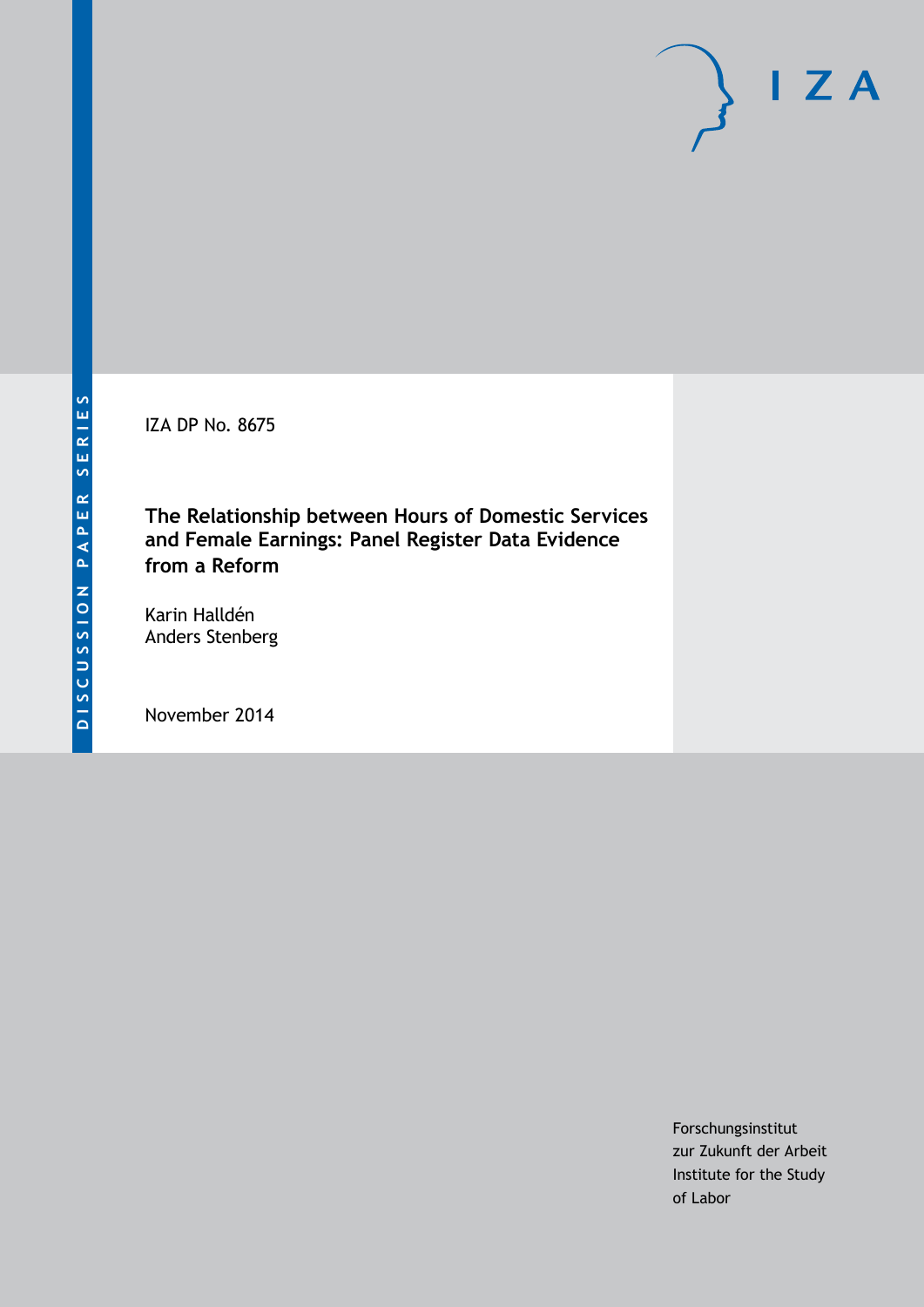DISCUSSION PAPER SERIES

IZA

IZA DP No. 8675

# The Relationship between Hours of Domestic Services and Female Earnings: Panel Register Data Evidence from a Reform

Karin Halldén
Anders Stenberg

November 2014

Forschungsinstitut
zur Zukunft der Arbeit
Institute for the Study
of Labor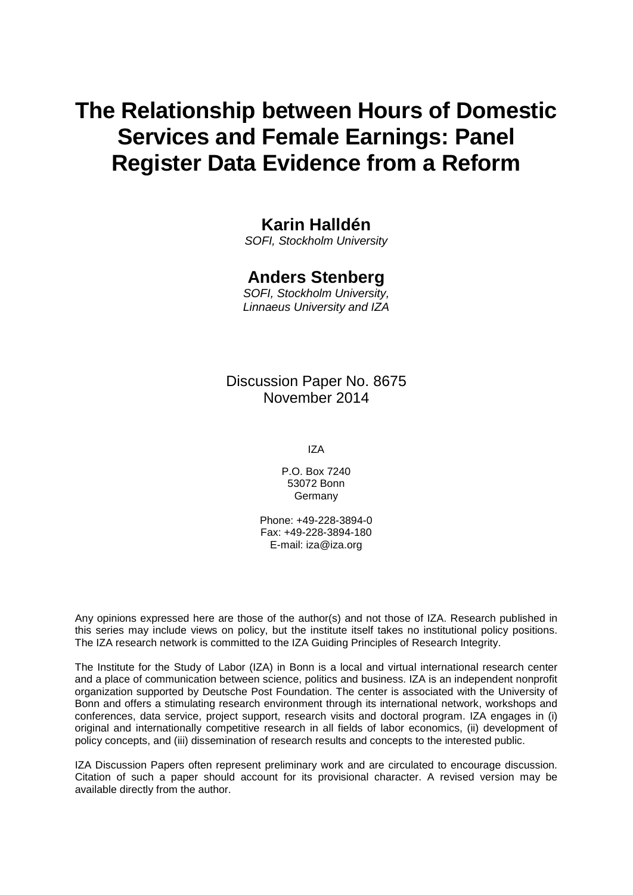# The Relationship between Hours of Domestic Services and Female Earnings: Panel Register Data Evidence from a Reform

**Karin Halldén**
*SOFI, Stockholm University*

**Anders Stenberg**
*SOFI, Stockholm University,*
*Linnaeus University and IZA*

Discussion Paper No. 8675
November 2014

IZA

P.O. Box 7240
53072 Bonn
Germany

Phone: +49-228-3894-0
Fax: +49-228-3894-180
E-mail: iza@iza.org

Any opinions expressed here are those of the author(s) and not those of IZA. Research published in this series may include views on policy, but the institute itself takes no institutional policy positions. The IZA research network is committed to the IZA Guiding Principles of Research Integrity.

The Institute for the Study of Labor (IZA) in Bonn is a local and virtual international research center and a place of communication between science, politics and business. IZA is an independent nonprofit organization supported by Deutsche Post Foundation. The center is associated with the University of Bonn and offers a stimulating research environment through its international network, workshops and conferences, data service, project support, research visits and doctoral program. IZA engages in (i) original and internationally competitive research in all fields of labor economics, (ii) development of policy concepts, and (iii) dissemination of research results and concepts to the interested public.

IZA Discussion Papers often represent preliminary work and are circulated to encourage discussion. Citation of such a paper should account for its provisional character. A revised version may be available directly from the author.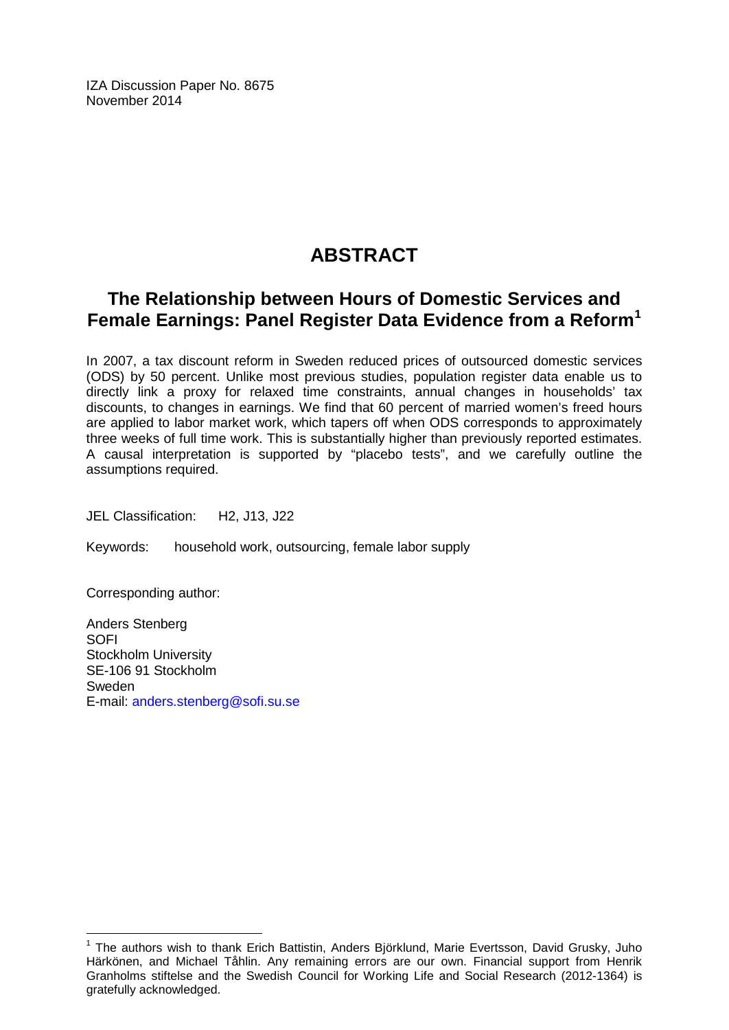IZA Discussion Paper No. 8675
November 2014

# ABSTRACT

## The Relationship between Hours of Domestic Services and Female Earnings: Panel Register Data Evidence from a Reform[1]

In 2007, a tax discount reform in Sweden reduced prices of outsourced domestic services (ODS) by 50 percent. Unlike most previous studies, population register data enable us to directly link a proxy for relaxed time constraints, annual changes in households' tax discounts, to changes in earnings. We find that 60 percent of married women's freed hours are applied to labor market work, which tapers off when ODS corresponds to approximately three weeks of full time work. This is substantially higher than previously reported estimates. A causal interpretation is supported by "placebo tests", and we carefully outline the assumptions required.

JEL Classification: H2, J13, J22

Keywords: household work, outsourcing, female labor supply

Corresponding author:

Anders Stenberg
SOFI
Stockholm University
SE-106 91 Stockholm
Sweden
E-mail: anders.stenberg@sofi.su.se

---

[1] The authors wish to thank Erich Battistin, Anders Björklund, Marie Evertsson, David Grusky, Juho Härkönen, and Michael Tåhlin. Any remaining errors are our own. Financial support from Henrik Granholms stiftelse and the Swedish Council for Working Life and Social Research (2012-1364) is gratefully acknowledged.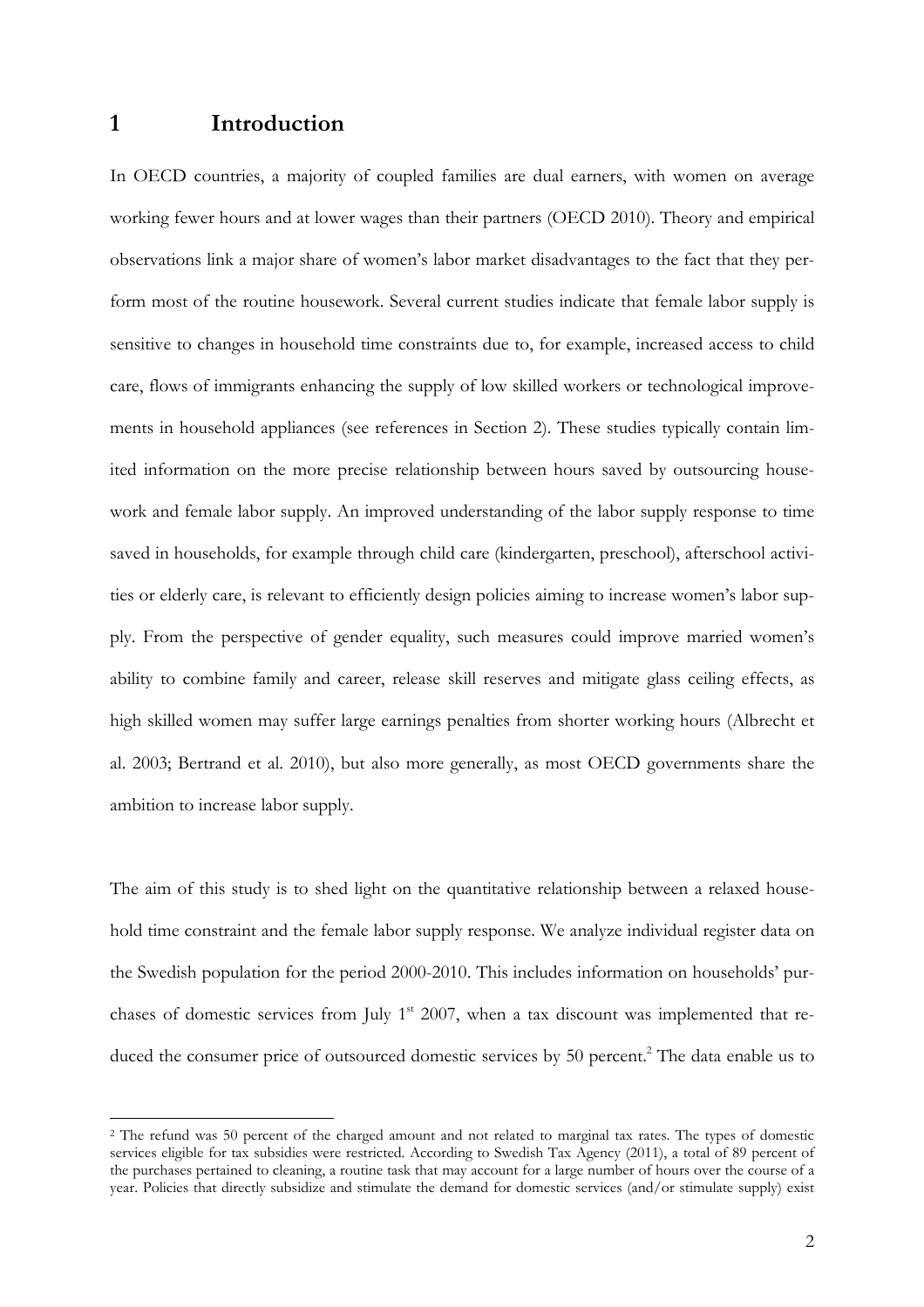# 1 Introduction

In OECD countries, a majority of coupled families are dual earners, with women on average working fewer hours and at lower wages than their partners (OECD 2010). Theory and empirical observations link a major share of women's labor market disadvantages to the fact that they perform most of the routine housework. Several current studies indicate that female labor supply is sensitive to changes in household time constraints due to, for example, increased access to child care, flows of immigrants enhancing the supply of low skilled workers or technological improvements in household appliances (see references in Section 2). These studies typically contain limited information on the more precise relationship between hours saved by outsourcing housework and female labor supply. An improved understanding of the labor supply response to time saved in households, for example through child care (kindergarten, preschool), afterschool activities or elderly care, is relevant to efficiently design policies aiming to increase women's labor supply. From the perspective of gender equality, such measures could improve married women's ability to combine family and career, release skill reserves and mitigate glass ceiling effects, as high skilled women may suffer large earnings penalties from shorter working hours (Albrecht et al. 2003; Bertrand et al. 2010), but also more generally, as most OECD governments share the ambition to increase labor supply.

The aim of this study is to shed light on the quantitative relationship between a relaxed household time constraint and the female labor supply response. We analyze individual register data on the Swedish population for the period 2000-2010. This includes information on households' purchases of domestic services from July 1st 2007, when a tax discount was implemented that reduced the consumer price of outsourced domestic services by 50 percent.[2] The data enable us to

[2] The refund was 50 percent of the charged amount and not related to marginal tax rates. The types of domestic services eligible for tax subsidies were restricted. According to Swedish Tax Agency (2011), a total of 89 percent of the purchases pertained to cleaning, a routine task that may account for a large number of hours over the course of a year. Policies that directly subsidize and stimulate the demand for domestic services (and/or stimulate supply) exist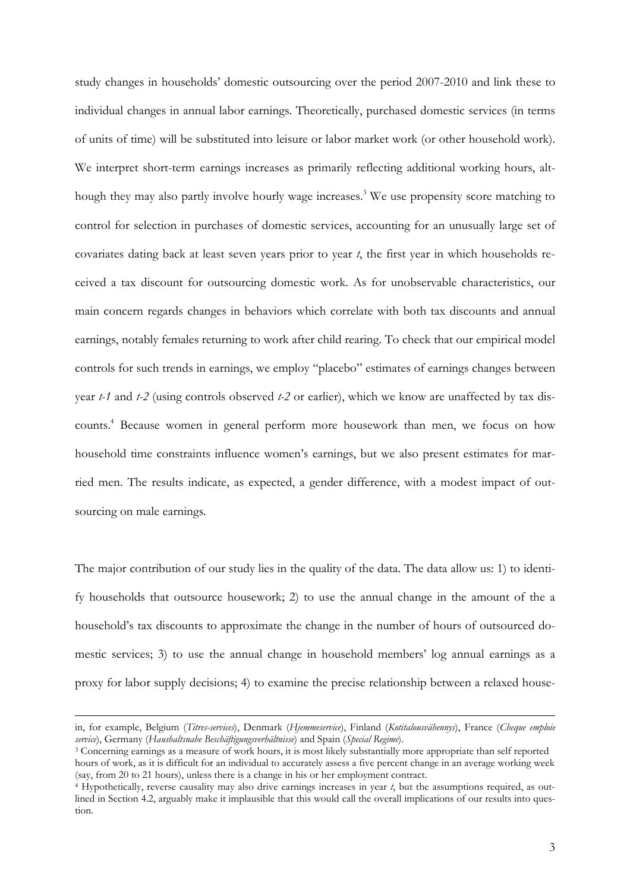study changes in households' domestic outsourcing over the period 2007-2010 and link these to individual changes in annual labor earnings. Theoretically, purchased domestic services (in terms of units of time) will be substituted into leisure or labor market work (or other household work). We interpret short-term earnings increases as primarily reflecting additional working hours, although they may also partly involve hourly wage increases.[3] We use propensity score matching to control for selection in purchases of domestic services, accounting for an unusually large set of covariates dating back at least seven years prior to year *t*, the first year in which households received a tax discount for outsourcing domestic work. As for unobservable characteristics, our main concern regards changes in behaviors which correlate with both tax discounts and annual earnings, notably females returning to work after child rearing. To check that our empirical model controls for such trends in earnings, we employ "placebo" estimates of earnings changes between year *t-1* and *t-2* (using controls observed *t-2* or earlier), which we know are unaffected by tax discounts.[4] Because women in general perform more housework than men, we focus on how household time constraints influence women's earnings, but we also present estimates for married men. The results indicate, as expected, a gender difference, with a modest impact of outsourcing on male earnings.

The major contribution of our study lies in the quality of the data. The data allow us: 1) to identify households that outsource housework; 2) to use the annual change in the amount of the a household's tax discounts to approximate the change in the number of hours of outsourced domestic services; 3) to use the annual change in household members' log annual earnings as a proxy for labor supply decisions; 4) to examine the precise relationship between a relaxed house-

---

in, for example, Belgium (*Titres-services*), Denmark (*Hjemmeservice*), Finland (*Kotitalousvähennys*), France (*Cheque emploie service*), Germany (*Haushaltsnahe Beschäftigungsverhältnisse*) and Spain (*Special Regime*).

[3] Concerning earnings as a measure of work hours, it is most likely substantially more appropriate than self reported hours of work, as it is difficult for an individual to accurately assess a five percent change in an average working week (say, from 20 to 21 hours), unless there is a change in his or her employment contract.

[4] Hypothetically, reverse causality may also drive earnings increases in year *t*, but the assumptions required, as outlined in Section 4.2, arguably make it implausible that this would call the overall implications of our results into question.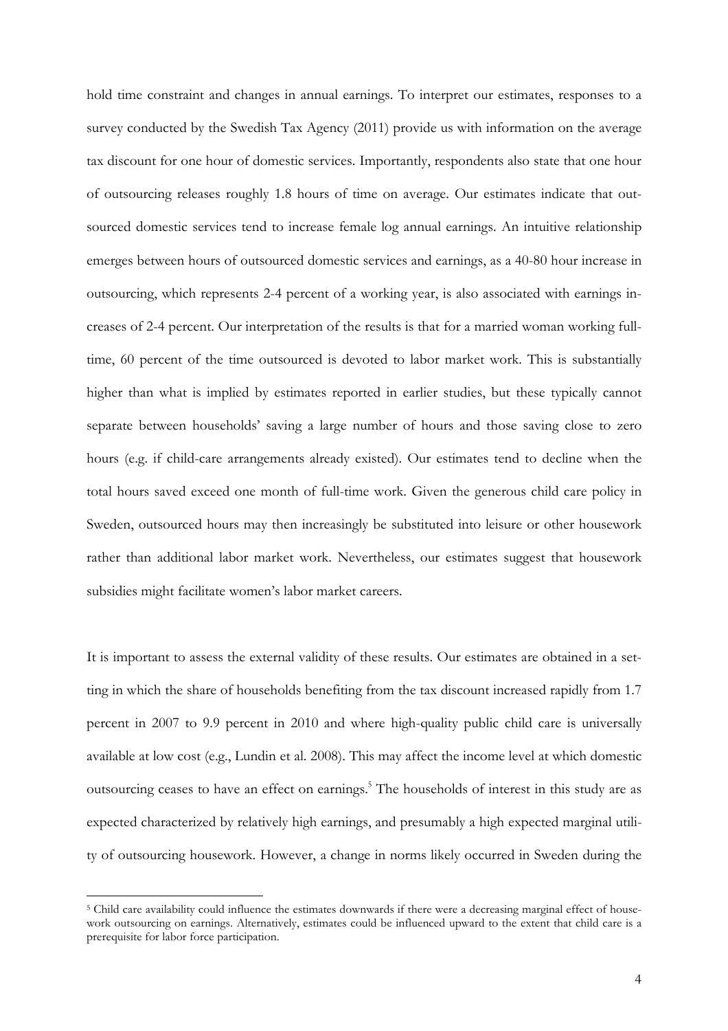hold time constraint and changes in annual earnings. To interpret our estimates, responses to a survey conducted by the Swedish Tax Agency (2011) provide us with information on the average tax discount for one hour of domestic services. Importantly, respondents also state that one hour of outsourcing releases roughly 1.8 hours of time on average. Our estimates indicate that outsourced domestic services tend to increase female log annual earnings. An intuitive relationship emerges between hours of outsourced domestic services and earnings, as a 40-80 hour increase in outsourcing, which represents 2-4 percent of a working year, is also associated with earnings increases of 2-4 percent. Our interpretation of the results is that for a married woman working full-time, 60 percent of the time outsourced is devoted to labor market work. This is substantially higher than what is implied by estimates reported in earlier studies, but these typically cannot separate between households' saving a large number of hours and those saving close to zero hours (e.g. if child-care arrangements already existed). Our estimates tend to decline when the total hours saved exceed one month of full-time work. Given the generous child care policy in Sweden, outsourced hours may then increasingly be substituted into leisure or other housework rather than additional labor market work. Nevertheless, our estimates suggest that housework subsidies might facilitate women's labor market careers.

It is important to assess the external validity of these results. Our estimates are obtained in a setting in which the share of households benefiting from the tax discount increased rapidly from 1.7 percent in 2007 to 9.9 percent in 2010 and where high-quality public child care is universally available at low cost (e.g., Lundin et al. 2008). This may affect the income level at which domestic outsourcing ceases to have an effect on earnings.[5] The households of interest in this study are as expected characterized by relatively high earnings, and presumably a high expected marginal utility of outsourcing housework. However, a change in norms likely occurred in Sweden during the

[5] Child care availability could influence the estimates downwards if there were a decreasing marginal effect of housework outsourcing on earnings. Alternatively, estimates could be influenced upward to the extent that child care is a prerequisite for labor force participation.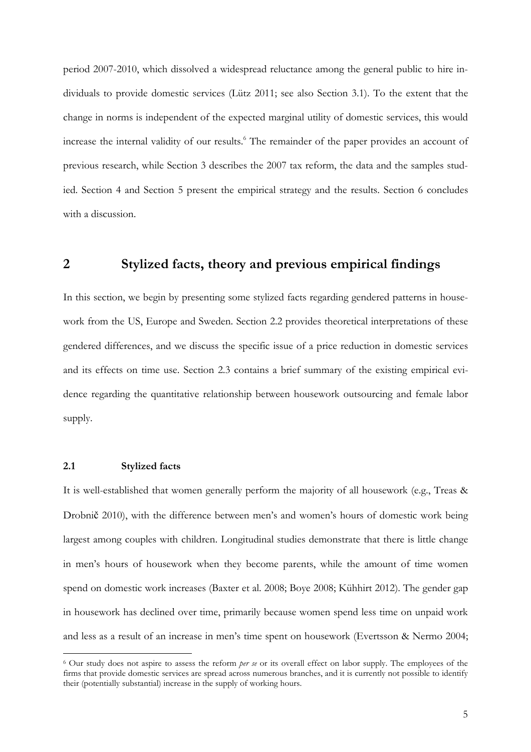period 2007-2010, which dissolved a widespread reluctance among the general public to hire individuals to provide domestic services (Lütz 2011; see also Section 3.1). To the extent that the change in norms is independent of the expected marginal utility of domestic services, this would increase the internal validity of our results.[6] The remainder of the paper provides an account of previous research, while Section 3 describes the 2007 tax reform, the data and the samples studied. Section 4 and Section 5 present the empirical strategy and the results. Section 6 concludes with a discussion.

# 2 Stylized facts, theory and previous empirical findings

In this section, we begin by presenting some stylized facts regarding gendered patterns in housework from the US, Europe and Sweden. Section 2.2 provides theoretical interpretations of these gendered differences, and we discuss the specific issue of a price reduction in domestic services and its effects on time use. Section 2.3 contains a brief summary of the existing empirical evidence regarding the quantitative relationship between housework outsourcing and female labor supply.

## 2.1 Stylized facts

It is well-established that women generally perform the majority of all housework (e.g., Treas & Drobnič 2010), with the difference between men's and women's hours of domestic work being largest among couples with children. Longitudinal studies demonstrate that there is little change in men's hours of housework when they become parents, while the amount of time women spend on domestic work increases (Baxter et al. 2008; Boye 2008; Kühhirt 2012). The gender gap in housework has declined over time, primarily because women spend less time on unpaid work and less as a result of an increase in men's time spent on housework (Evertsson & Nermo 2004;

[6] Our study does not aspire to assess the reform *per se* or its overall effect on labor supply. The employees of the firms that provide domestic services are spread across numerous branches, and it is currently not possible to identify their (potentially substantial) increase in the supply of working hours.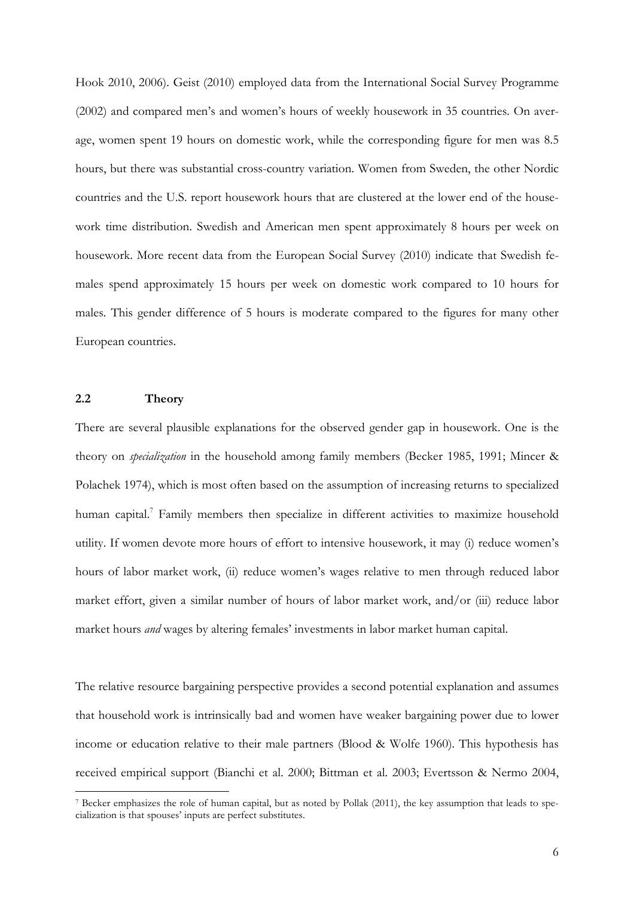Hook 2010, 2006). Geist (2010) employed data from the International Social Survey Programme (2002) and compared men's and women's hours of weekly housework in 35 countries. On average, women spent 19 hours on domestic work, while the corresponding figure for men was 8.5 hours, but there was substantial cross-country variation. Women from Sweden, the other Nordic countries and the U.S. report housework hours that are clustered at the lower end of the housework time distribution. Swedish and American men spent approximately 8 hours per week on housework. More recent data from the European Social Survey (2010) indicate that Swedish females spend approximately 15 hours per week on domestic work compared to 10 hours for males. This gender difference of 5 hours is moderate compared to the figures for many other European countries.

## 2.2 Theory

There are several plausible explanations for the observed gender gap in housework. One is the theory on *specialization* in the household among family members (Becker 1985, 1991; Mincer & Polachek 1974), which is most often based on the assumption of increasing returns to specialized human capital.[7] Family members then specialize in different activities to maximize household utility. If women devote more hours of effort to intensive housework, it may (i) reduce women's hours of labor market work, (ii) reduce women's wages relative to men through reduced labor market effort, given a similar number of hours of labor market work, and/or (iii) reduce labor market hours *and* wages by altering females' investments in labor market human capital.

The relative resource bargaining perspective provides a second potential explanation and assumes that household work is intrinsically bad and women have weaker bargaining power due to lower income or education relative to their male partners (Blood & Wolfe 1960). This hypothesis has received empirical support (Bianchi et al. 2000; Bittman et al. 2003; Evertsson & Nermo 2004,

[7] Becker emphasizes the role of human capital, but as noted by Pollak (2011), the key assumption that leads to specialization is that spouses' inputs are perfect substitutes.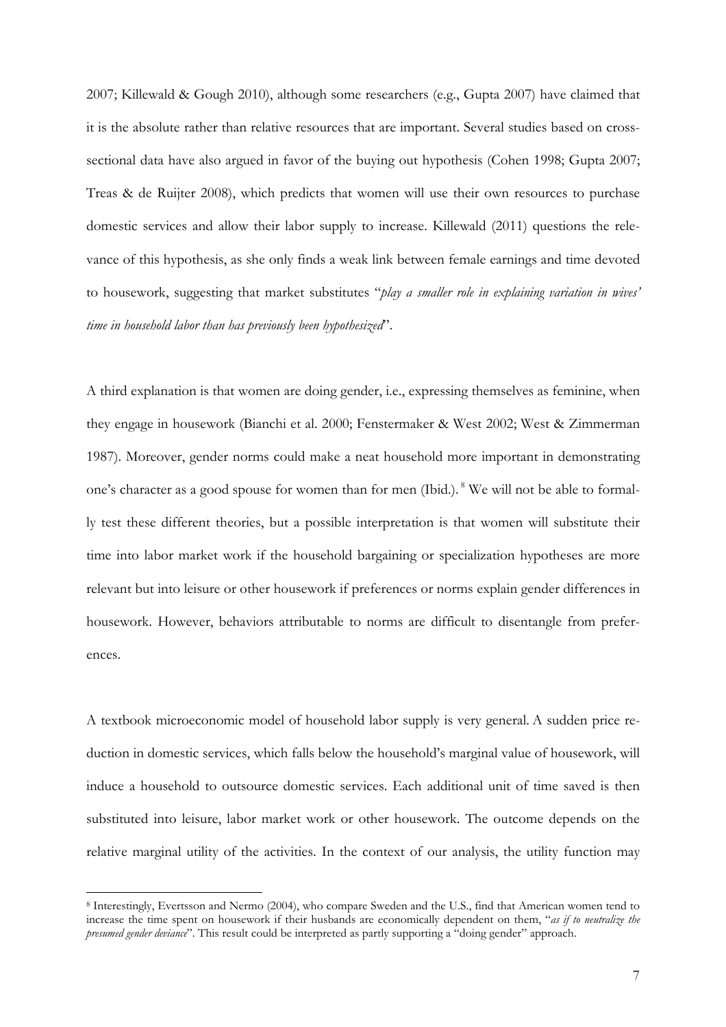2007; Killewald & Gough 2010), although some researchers (e.g., Gupta 2007) have claimed that it is the absolute rather than relative resources that are important. Several studies based on cross-sectional data have also argued in favor of the buying out hypothesis (Cohen 1998; Gupta 2007; Treas & de Ruijter 2008), which predicts that women will use their own resources to purchase domestic services and allow their labor supply to increase. Killewald (2011) questions the relevance of this hypothesis, as she only finds a weak link between female earnings and time devoted to housework, suggesting that market substitutes "*play a smaller role in explaining variation in wives' time in household labor than has previously been hypothesized*".

A third explanation is that women are doing gender, i.e., expressing themselves as feminine, when they engage in housework (Bianchi et al. 2000; Fenstermaker & West 2002; West & Zimmerman 1987). Moreover, gender norms could make a neat household more important in demonstrating one's character as a good spouse for women than for men (Ibid.).[8] We will not be able to formally test these different theories, but a possible interpretation is that women will substitute their time into labor market work if the household bargaining or specialization hypotheses are more relevant but into leisure or other housework if preferences or norms explain gender differences in housework. However, behaviors attributable to norms are difficult to disentangle from preferences.

A textbook microeconomic model of household labor supply is very general. A sudden price reduction in domestic services, which falls below the household's marginal value of housework, will induce a household to outsource domestic services. Each additional unit of time saved is then substituted into leisure, labor market work or other housework. The outcome depends on the relative marginal utility of the activities. In the context of our analysis, the utility function may

[8] Interestingly, Evertsson and Nermo (2004), who compare Sweden and the U.S., find that American women tend to increase the time spent on housework if their husbands are economically dependent on them, "*as if to neutralize the presumed gender deviance*". This result could be interpreted as partly supporting a "doing gender" approach.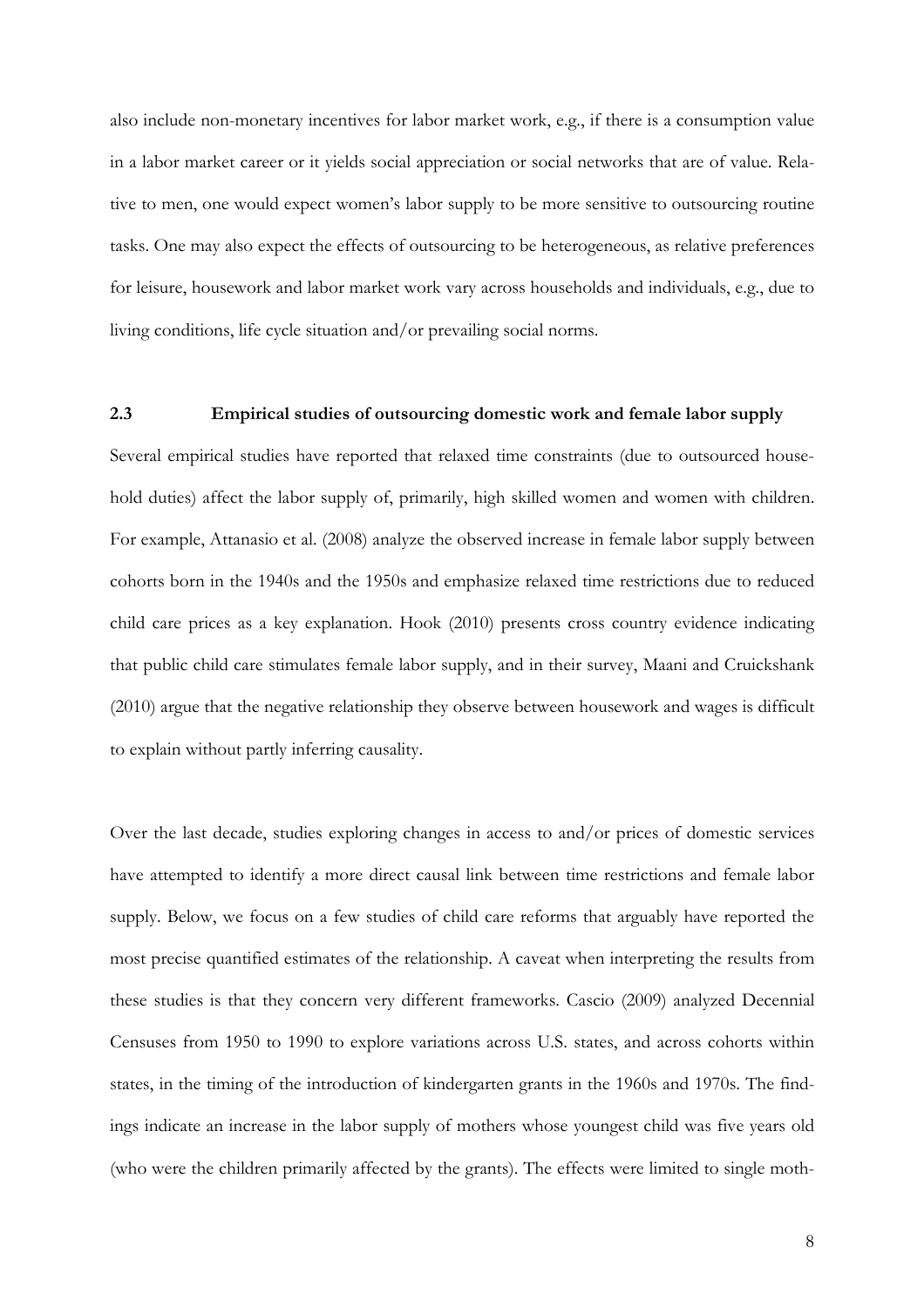also include non-monetary incentives for labor market work, e.g., if there is a consumption value in a labor market career or it yields social appreciation or social networks that are of value. Relative to men, one would expect women's labor supply to be more sensitive to outsourcing routine tasks. One may also expect the effects of outsourcing to be heterogeneous, as relative preferences for leisure, housework and labor market work vary across households and individuals, e.g., due to living conditions, life cycle situation and/or prevailing social norms.

### 2.3 Empirical studies of outsourcing domestic work and female labor supply

Several empirical studies have reported that relaxed time constraints (due to outsourced household duties) affect the labor supply of, primarily, high skilled women and women with children. For example, Attanasio et al. (2008) analyze the observed increase in female labor supply between cohorts born in the 1940s and the 1950s and emphasize relaxed time restrictions due to reduced child care prices as a key explanation. Hook (2010) presents cross country evidence indicating that public child care stimulates female labor supply, and in their survey, Maani and Cruickshank (2010) argue that the negative relationship they observe between housework and wages is difficult to explain without partly inferring causality.

Over the last decade, studies exploring changes in access to and/or prices of domestic services have attempted to identify a more direct causal link between time restrictions and female labor supply. Below, we focus on a few studies of child care reforms that arguably have reported the most precise quantified estimates of the relationship. A caveat when interpreting the results from these studies is that they concern very different frameworks. Cascio (2009) analyzed Decennial Censuses from 1950 to 1990 to explore variations across U.S. states, and across cohorts within states, in the timing of the introduction of kindergarten grants in the 1960s and 1970s. The findings indicate an increase in the labor supply of mothers whose youngest child was five years old (who were the children primarily affected by the grants). The effects were limited to single moth-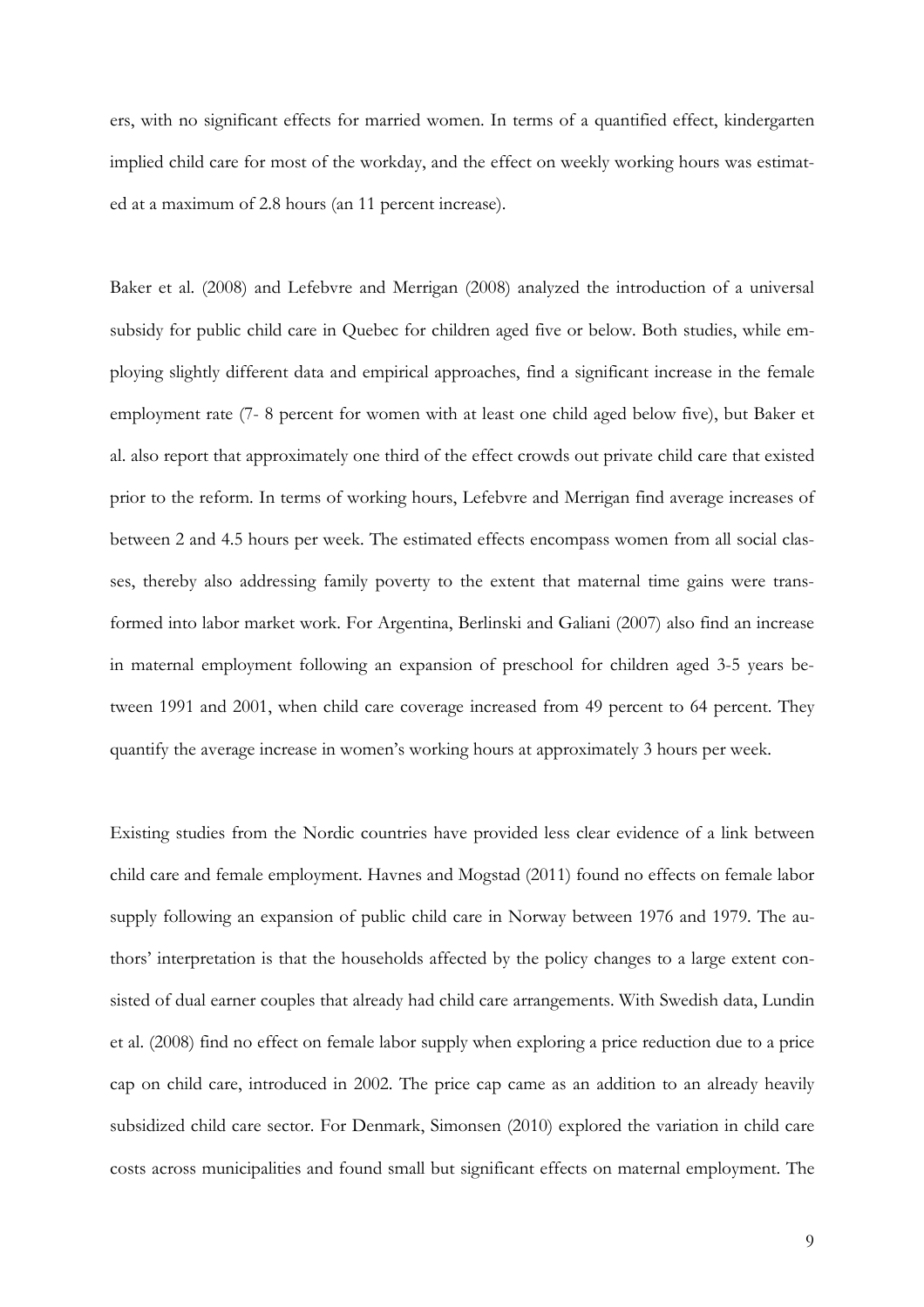ers, with no significant effects for married women. In terms of a quantified effect, kindergarten implied child care for most of the workday, and the effect on weekly working hours was estimated at a maximum of 2.8 hours (an 11 percent increase).

Baker et al. (2008) and Lefebvre and Merrigan (2008) analyzed the introduction of a universal subsidy for public child care in Quebec for children aged five or below. Both studies, while employing slightly different data and empirical approaches, find a significant increase in the female employment rate (7- 8 percent for women with at least one child aged below five), but Baker et al. also report that approximately one third of the effect crowds out private child care that existed prior to the reform. In terms of working hours, Lefebvre and Merrigan find average increases of between 2 and 4.5 hours per week. The estimated effects encompass women from all social classes, thereby also addressing family poverty to the extent that maternal time gains were transformed into labor market work. For Argentina, Berlinski and Galiani (2007) also find an increase in maternal employment following an expansion of preschool for children aged 3-5 years between 1991 and 2001, when child care coverage increased from 49 percent to 64 percent. They quantify the average increase in women's working hours at approximately 3 hours per week.

Existing studies from the Nordic countries have provided less clear evidence of a link between child care and female employment. Havnes and Mogstad (2011) found no effects on female labor supply following an expansion of public child care in Norway between 1976 and 1979. The authors' interpretation is that the households affected by the policy changes to a large extent consisted of dual earner couples that already had child care arrangements. With Swedish data, Lundin et al. (2008) find no effect on female labor supply when exploring a price reduction due to a price cap on child care, introduced in 2002. The price cap came as an addition to an already heavily subsidized child care sector. For Denmark, Simonsen (2010) explored the variation in child care costs across municipalities and found small but significant effects on maternal employment. The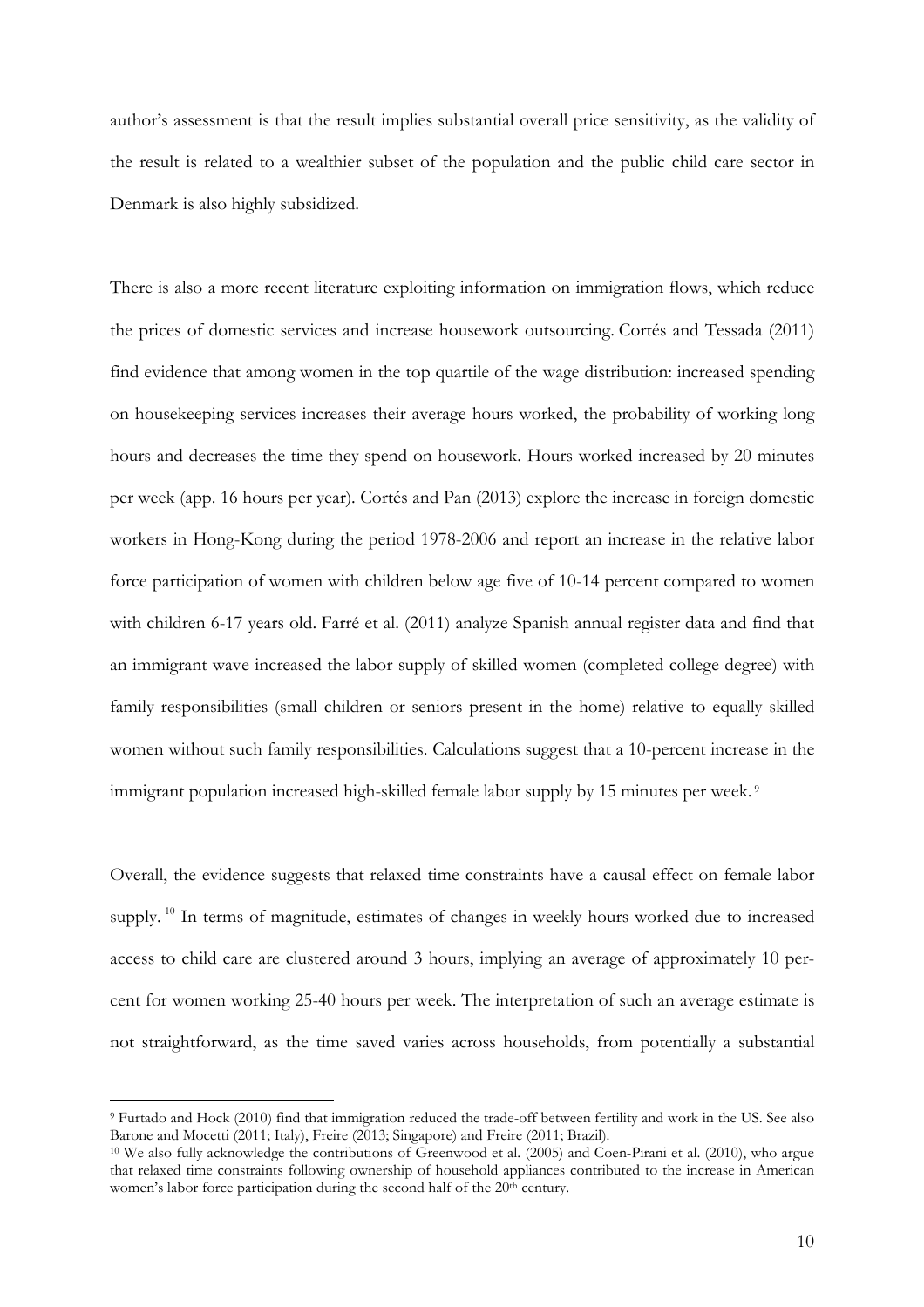author's assessment is that the result implies substantial overall price sensitivity, as the validity of the result is related to a wealthier subset of the population and the public child care sector in Denmark is also highly subsidized.

There is also a more recent literature exploiting information on immigration flows, which reduce the prices of domestic services and increase housework outsourcing. Cortés and Tessada (2011) find evidence that among women in the top quartile of the wage distribution: increased spending on housekeeping services increases their average hours worked, the probability of working long hours and decreases the time they spend on housework. Hours worked increased by 20 minutes per week (app. 16 hours per year). Cortés and Pan (2013) explore the increase in foreign domestic workers in Hong-Kong during the period 1978-2006 and report an increase in the relative labor force participation of women with children below age five of 10-14 percent compared to women with children 6-17 years old. Farré et al. (2011) analyze Spanish annual register data and find that an immigrant wave increased the labor supply of skilled women (completed college degree) with family responsibilities (small children or seniors present in the home) relative to equally skilled women without such family responsibilities. Calculations suggest that a 10-percent increase in the immigrant population increased high-skilled female labor supply by 15 minutes per week. [9]

Overall, the evidence suggests that relaxed time constraints have a causal effect on female labor supply. [10] In terms of magnitude, estimates of changes in weekly hours worked due to increased access to child care are clustered around 3 hours, implying an average of approximately 10 percent for women working 25-40 hours per week. The interpretation of such an average estimate is not straightforward, as the time saved varies across households, from potentially a substantial

[9] Furtado and Hock (2010) find that immigration reduced the trade-off between fertility and work in the US. See also Barone and Mocetti (2011; Italy), Freire (2013; Singapore) and Freire (2011; Brazil).

[10] We also fully acknowledge the contributions of Greenwood et al. (2005) and Coen-Pirani et al. (2010), who argue that relaxed time constraints following ownership of household appliances contributed to the increase in American women's labor force participation during the second half of the 20th century.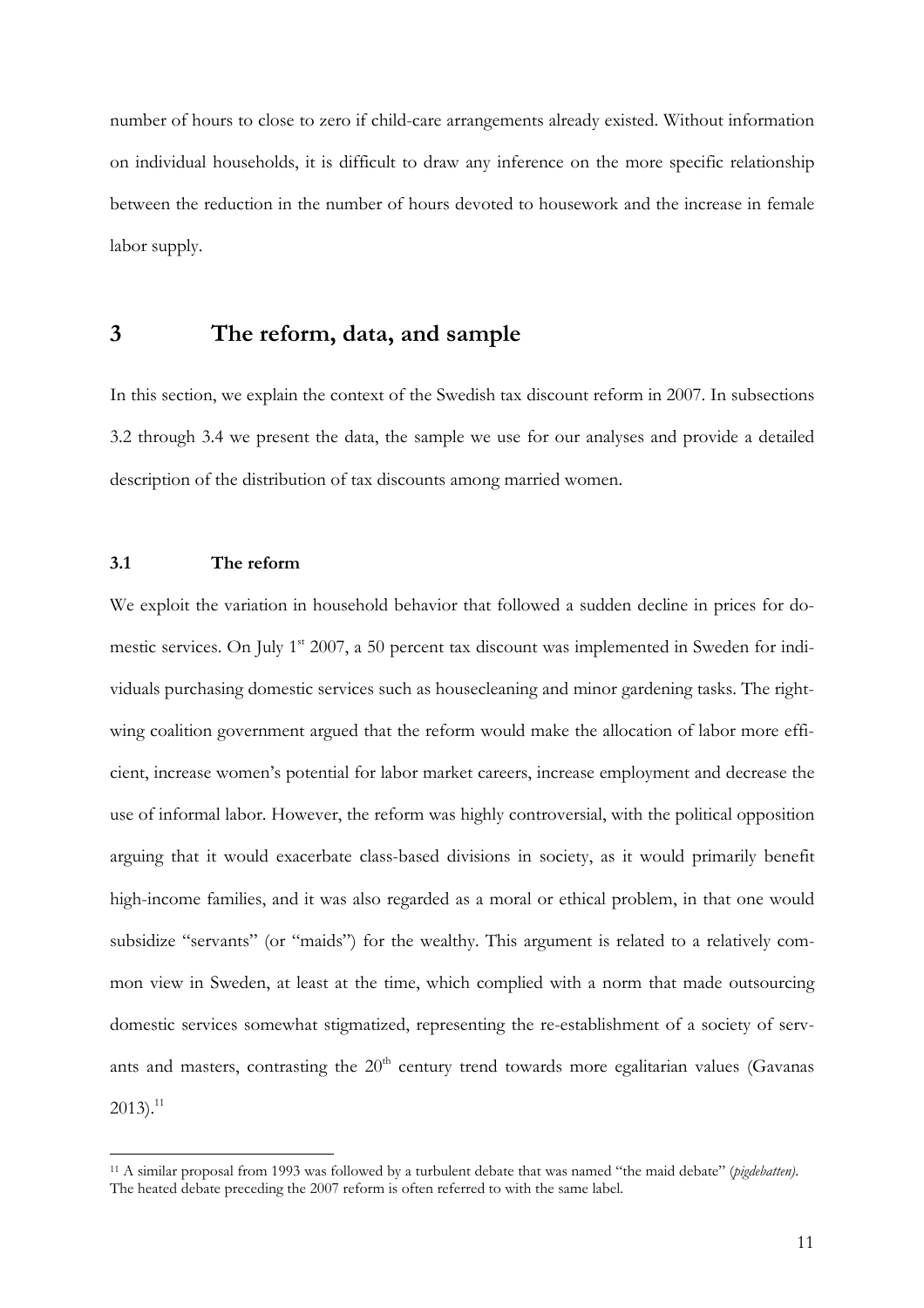number of hours to close to zero if child-care arrangements already existed. Without information on individual households, it is difficult to draw any inference on the more specific relationship between the reduction in the number of hours devoted to housework and the increase in female labor supply.

# 3 The reform, data, and sample

In this section, we explain the context of the Swedish tax discount reform in 2007. In subsections 3.2 through 3.4 we present the data, the sample we use for our analyses and provide a detailed description of the distribution of tax discounts among married women.

## 3.1 The reform

We exploit the variation in household behavior that followed a sudden decline in prices for domestic services. On July 1st 2007, a 50 percent tax discount was implemented in Sweden for individuals purchasing domestic services such as housecleaning and minor gardening tasks. The right-wing coalition government argued that the reform would make the allocation of labor more efficient, increase women's potential for labor market careers, increase employment and decrease the use of informal labor. However, the reform was highly controversial, with the political opposition arguing that it would exacerbate class-based divisions in society, as it would primarily benefit high-income families, and it was also regarded as a moral or ethical problem, in that one would subsidize "servants" (or "maids") for the wealthy. This argument is related to a relatively common view in Sweden, at least at the time, which complied with a norm that made outsourcing domestic services somewhat stigmatized, representing the re-establishment of a society of servants and masters, contrasting the 20th century trend towards more egalitarian values (Gavanas 2013).[11]

[11] A similar proposal from 1993 was followed by a turbulent debate that was named "the maid debate" (*pigdebatten*). The heated debate preceding the 2007 reform is often referred to with the same label.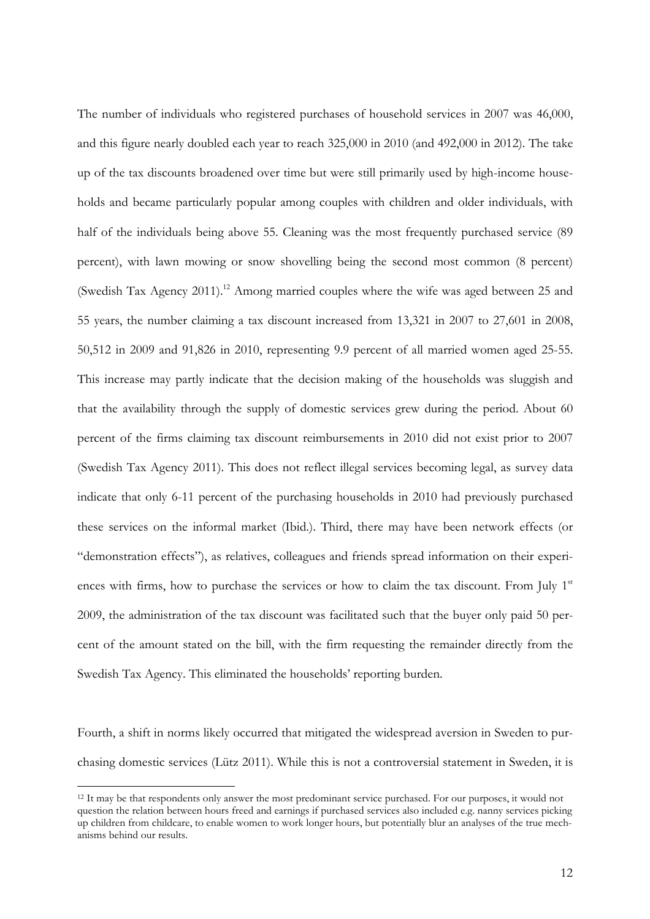The number of individuals who registered purchases of household services in 2007 was 46,000, and this figure nearly doubled each year to reach 325,000 in 2010 (and 492,000 in 2012). The take up of the tax discounts broadened over time but were still primarily used by high-income households and became particularly popular among couples with children and older individuals, with half of the individuals being above 55. Cleaning was the most frequently purchased service (89 percent), with lawn mowing or snow shovelling being the second most common (8 percent) (Swedish Tax Agency 2011).[12] Among married couples where the wife was aged between 25 and 55 years, the number claiming a tax discount increased from 13,321 in 2007 to 27,601 in 2008, 50,512 in 2009 and 91,826 in 2010, representing 9.9 percent of all married women aged 25-55. This increase may partly indicate that the decision making of the households was sluggish and that the availability through the supply of domestic services grew during the period. About 60 percent of the firms claiming tax discount reimbursements in 2010 did not exist prior to 2007 (Swedish Tax Agency 2011). This does not reflect illegal services becoming legal, as survey data indicate that only 6-11 percent of the purchasing households in 2010 had previously purchased these services on the informal market (Ibid.). Third, there may have been network effects (or "demonstration effects"), as relatives, colleagues and friends spread information on their experiences with firms, how to purchase the services or how to claim the tax discount. From July 1st 2009, the administration of the tax discount was facilitated such that the buyer only paid 50 percent of the amount stated on the bill, with the firm requesting the remainder directly from the Swedish Tax Agency. This eliminated the households' reporting burden.

Fourth, a shift in norms likely occurred that mitigated the widespread aversion in Sweden to purchasing domestic services (Lütz 2011). While this is not a controversial statement in Sweden, it is

[12] It may be that respondents only answer the most predominant service purchased. For our purposes, it would not question the relation between hours freed and earnings if purchased services also included e.g. nanny services picking up children from childcare, to enable women to work longer hours, but potentially blur an analyses of the true mechanisms behind our results.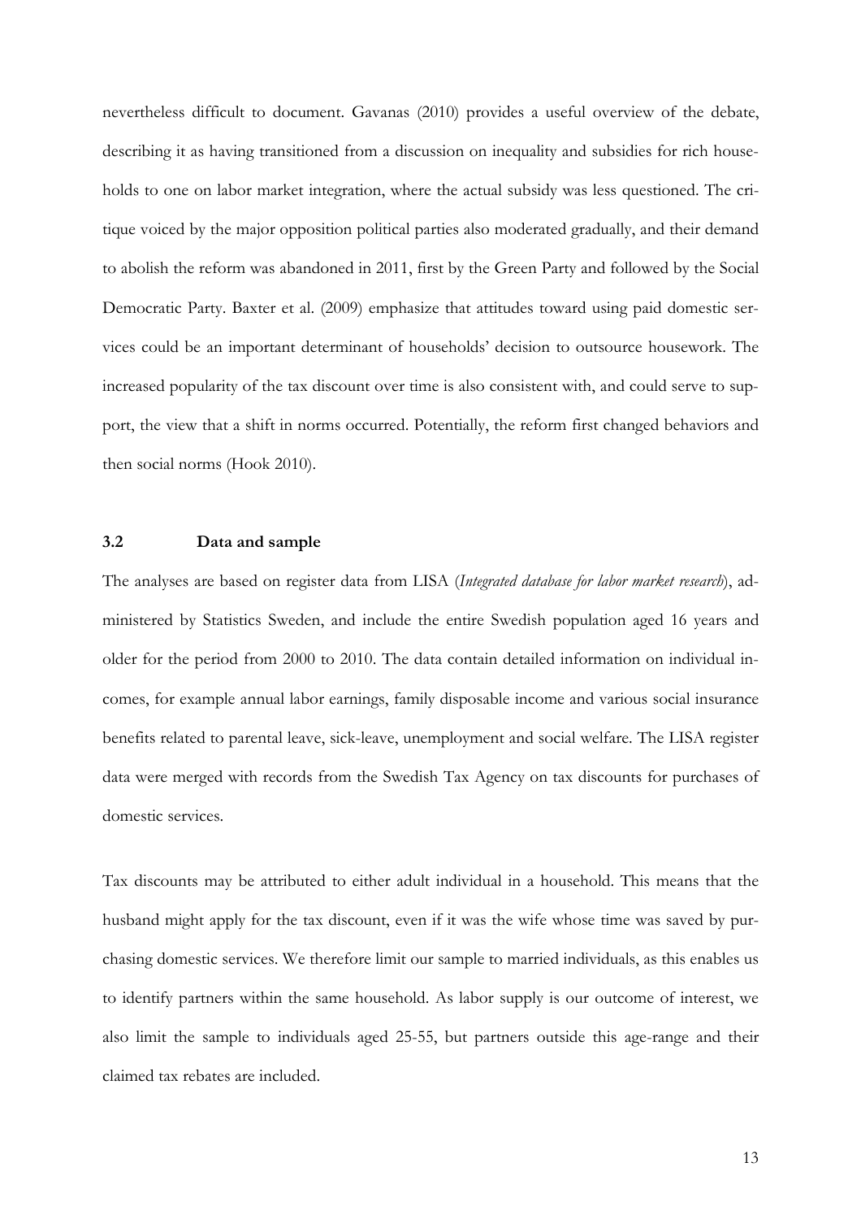nevertheless difficult to document. Gavanas (2010) provides a useful overview of the debate, describing it as having transitioned from a discussion on inequality and subsidies for rich households to one on labor market integration, where the actual subsidy was less questioned. The critique voiced by the major opposition political parties also moderated gradually, and their demand to abolish the reform was abandoned in 2011, first by the Green Party and followed by the Social Democratic Party. Baxter et al. (2009) emphasize that attitudes toward using paid domestic services could be an important determinant of households' decision to outsource housework. The increased popularity of the tax discount over time is also consistent with, and could serve to support, the view that a shift in norms occurred. Potentially, the reform first changed behaviors and then social norms (Hook 2010).

### 3.2 Data and sample

The analyses are based on register data from LISA (*Integrated database for labor market research*), administered by Statistics Sweden, and include the entire Swedish population aged 16 years and older for the period from 2000 to 2010. The data contain detailed information on individual incomes, for example annual labor earnings, family disposable income and various social insurance benefits related to parental leave, sick-leave, unemployment and social welfare. The LISA register data were merged with records from the Swedish Tax Agency on tax discounts for purchases of domestic services.

Tax discounts may be attributed to either adult individual in a household. This means that the husband might apply for the tax discount, even if it was the wife whose time was saved by purchasing domestic services. We therefore limit our sample to married individuals, as this enables us to identify partners within the same household. As labor supply is our outcome of interest, we also limit the sample to individuals aged 25-55, but partners outside this age-range and their claimed tax rebates are included.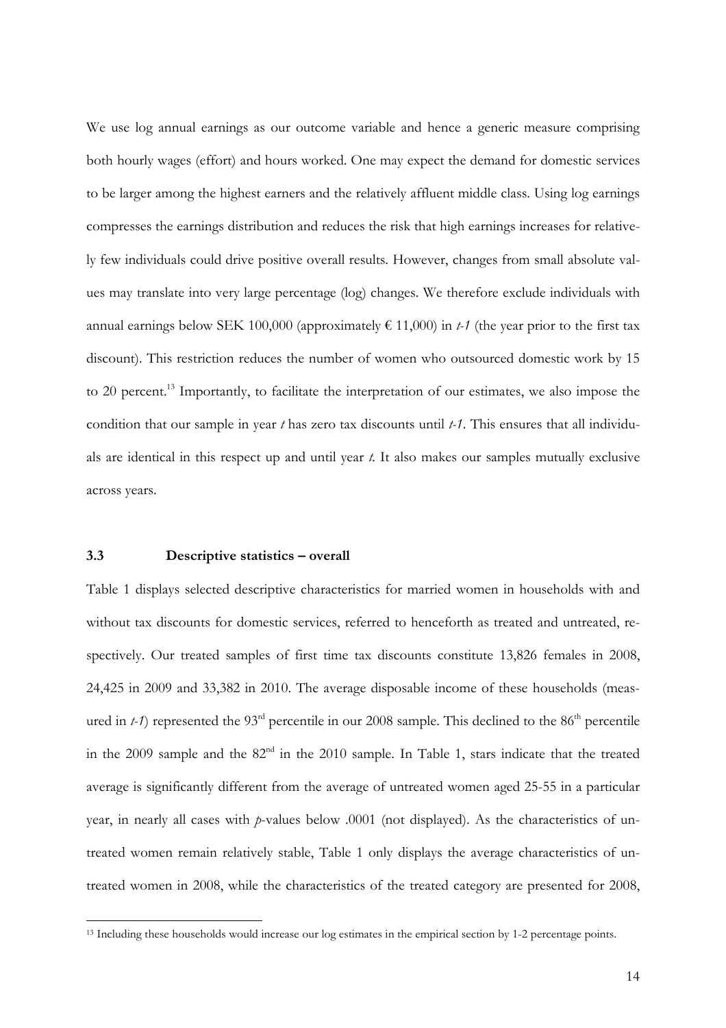We use log annual earnings as our outcome variable and hence a generic measure comprising both hourly wages (effort) and hours worked. One may expect the demand for domestic services to be larger among the highest earners and the relatively affluent middle class. Using log earnings compresses the earnings distribution and reduces the risk that high earnings increases for relatively few individuals could drive positive overall results. However, changes from small absolute values may translate into very large percentage (log) changes. We therefore exclude individuals with annual earnings below SEK 100,000 (approximately € 11,000) in *t-1* (the year prior to the first tax discount). This restriction reduces the number of women who outsourced domestic work by 15 to 20 percent.[13] Importantly, to facilitate the interpretation of our estimates, we also impose the condition that our sample in year *t* has zero tax discounts until *t-1*. This ensures that all individuals are identical in this respect up and until year *t*. It also makes our samples mutually exclusive across years.

### 3.3 Descriptive statistics – overall

Table 1 displays selected descriptive characteristics for married women in households with and without tax discounts for domestic services, referred to henceforth as treated and untreated, respectively. Our treated samples of first time tax discounts constitute 13,826 females in 2008, 24,425 in 2009 and 33,382 in 2010. The average disposable income of these households (measured in *t-1*) represented the 93[rd] percentile in our 2008 sample. This declined to the 86[th] percentile in the 2009 sample and the 82[nd] in the 2010 sample. In Table 1, stars indicate that the treated average is significantly different from the average of untreated women aged 25-55 in a particular year, in nearly all cases with *p*-values below .0001 (not displayed). As the characteristics of untreated women remain relatively stable, Table 1 only displays the average characteristics of untreated women in 2008, while the characteristics of the treated category are presented for 2008,

[13] Including these households would increase our log estimates in the empirical section by 1-2 percentage points.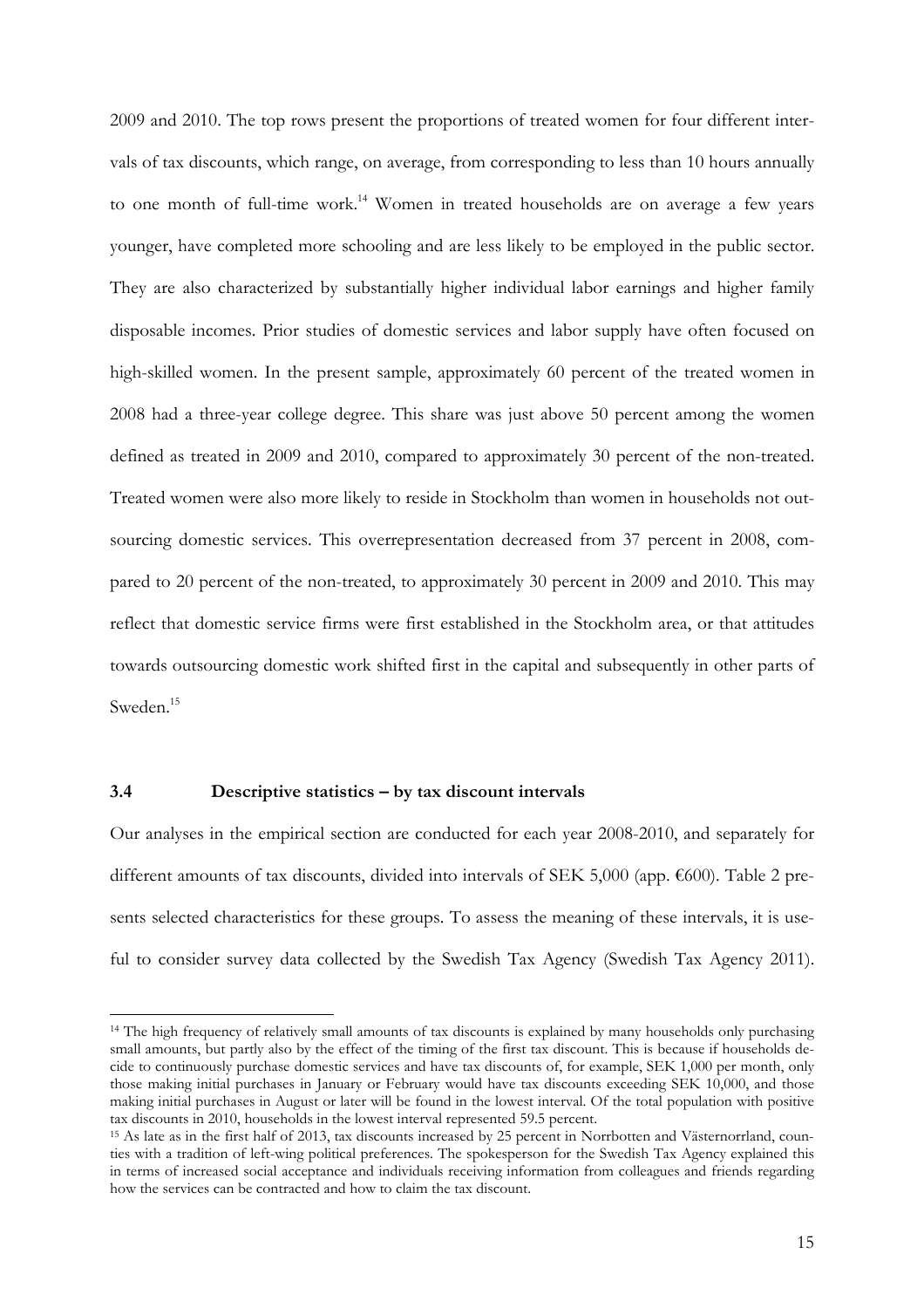2009 and 2010. The top rows present the proportions of treated women for four different intervals of tax discounts, which range, on average, from corresponding to less than 10 hours annually to one month of full-time work.[14] Women in treated households are on average a few years younger, have completed more schooling and are less likely to be employed in the public sector. They are also characterized by substantially higher individual labor earnings and higher family disposable incomes. Prior studies of domestic services and labor supply have often focused on high-skilled women. In the present sample, approximately 60 percent of the treated women in 2008 had a three-year college degree. This share was just above 50 percent among the women defined as treated in 2009 and 2010, compared to approximately 30 percent of the non-treated. Treated women were also more likely to reside in Stockholm than women in households not outsourcing domestic services. This overrepresentation decreased from 37 percent in 2008, compared to 20 percent of the non-treated, to approximately 30 percent in 2009 and 2010. This may reflect that domestic service firms were first established in the Stockholm area, or that attitudes towards outsourcing domestic work shifted first in the capital and subsequently in other parts of Sweden.[15]

### 3.4 Descriptive statistics – by tax discount intervals

Our analyses in the empirical section are conducted for each year 2008-2010, and separately for different amounts of tax discounts, divided into intervals of SEK 5,000 (app. €600). Table 2 presents selected characteristics for these groups. To assess the meaning of these intervals, it is useful to consider survey data collected by the Swedish Tax Agency (Swedish Tax Agency 2011).

---

[14] The high frequency of relatively small amounts of tax discounts is explained by many households only purchasing small amounts, but partly also by the effect of the timing of the first tax discount. This is because if households decide to continuously purchase domestic services and have tax discounts of, for example, SEK 1,000 per month, only those making initial purchases in January or February would have tax discounts exceeding SEK 10,000, and those making initial purchases in August or later will be found in the lowest interval. Of the total population with positive tax discounts in 2010, households in the lowest interval represented 59.5 percent.

[15] As late as in the first half of 2013, tax discounts increased by 25 percent in Norrbotten and Västernorrland, counties with a tradition of left-wing political preferences. The spokesperson for the Swedish Tax Agency explained this in terms of increased social acceptance and individuals receiving information from colleagues and friends regarding how the services can be contracted and how to claim the tax discount.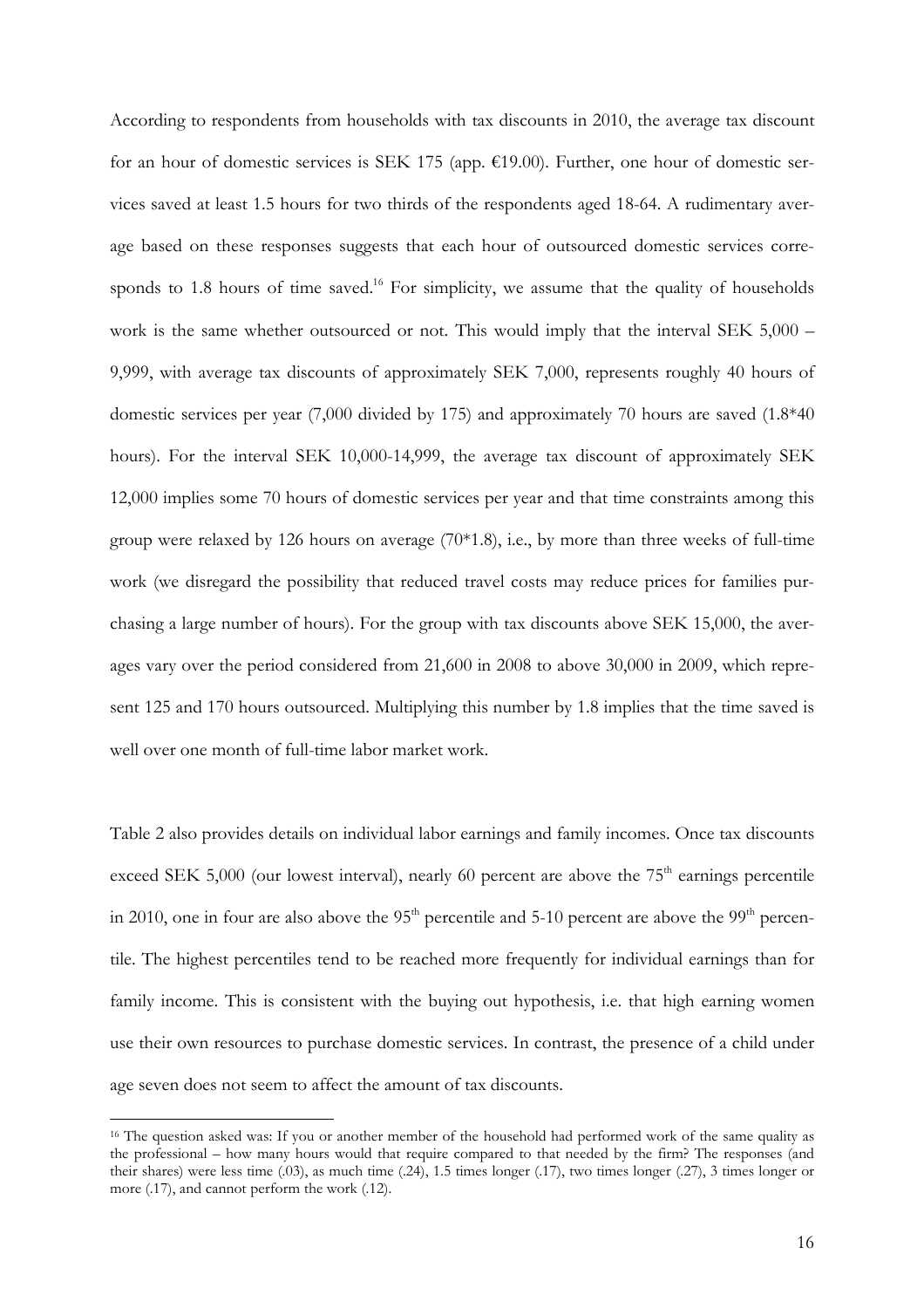According to respondents from households with tax discounts in 2010, the average tax discount for an hour of domestic services is SEK 175 (app. €19.00). Further, one hour of domestic services saved at least 1.5 hours for two thirds of the respondents aged 18-64. A rudimentary average based on these responses suggests that each hour of outsourced domestic services corresponds to 1.8 hours of time saved.[16] For simplicity, we assume that the quality of households work is the same whether outsourced or not. This would imply that the interval SEK 5,000 – 9,999, with average tax discounts of approximately SEK 7,000, represents roughly 40 hours of domestic services per year (7,000 divided by 175) and approximately 70 hours are saved (1.8*40 hours). For the interval SEK 10,000-14,999, the average tax discount of approximately SEK 12,000 implies some 70 hours of domestic services per year and that time constraints among this group were relaxed by 126 hours on average (70*1.8), i.e., by more than three weeks of full-time work (we disregard the possibility that reduced travel costs may reduce prices for families purchasing a large number of hours). For the group with tax discounts above SEK 15,000, the averages vary over the period considered from 21,600 in 2008 to above 30,000 in 2009, which represent 125 and 170 hours outsourced. Multiplying this number by 1.8 implies that the time saved is well over one month of full-time labor market work.

Table 2 also provides details on individual labor earnings and family incomes. Once tax discounts exceed SEK 5,000 (our lowest interval), nearly 60 percent are above the 75[th] earnings percentile in 2010, one in four are also above the 95[th] percentile and 5-10 percent are above the 99[th] percentile. The highest percentiles tend to be reached more frequently for individual earnings than for family income. This is consistent with the buying out hypothesis, i.e. that high earning women use their own resources to purchase domestic services. In contrast, the presence of a child under age seven does not seem to affect the amount of tax discounts.

[16] The question asked was: If you or another member of the household had performed work of the same quality as the professional – how many hours would that require compared to that needed by the firm? The responses (and their shares) were less time (.03), as much time (.24), 1.5 times longer (.17), two times longer (.27), 3 times longer or more (.17), and cannot perform the work (.12).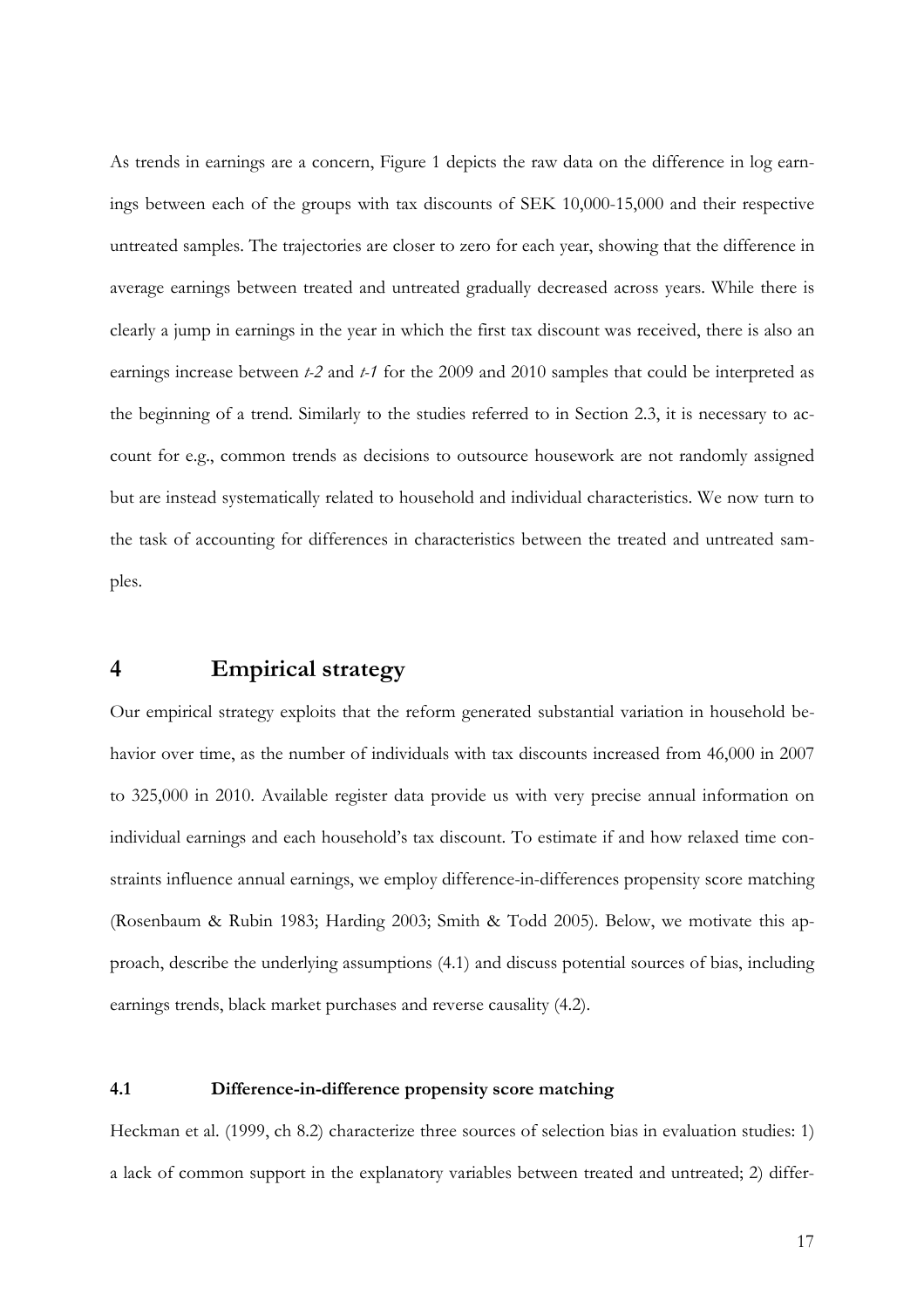As trends in earnings are a concern, Figure 1 depicts the raw data on the difference in log earnings between each of the groups with tax discounts of SEK 10,000-15,000 and their respective untreated samples. The trajectories are closer to zero for each year, showing that the difference in average earnings between treated and untreated gradually decreased across years. While there is clearly a jump in earnings in the year in which the first tax discount was received, there is also an earnings increase between *t-2* and *t-1* for the 2009 and 2010 samples that could be interpreted as the beginning of a trend. Similarly to the studies referred to in Section 2.3, it is necessary to account for e.g., common trends as decisions to outsource housework are not randomly assigned but are instead systematically related to household and individual characteristics. We now turn to the task of accounting for differences in characteristics between the treated and untreated samples.

# 4 Empirical strategy

Our empirical strategy exploits that the reform generated substantial variation in household behavior over time, as the number of individuals with tax discounts increased from 46,000 in 2007 to 325,000 in 2010. Available register data provide us with very precise annual information on individual earnings and each household's tax discount. To estimate if and how relaxed time constraints influence annual earnings, we employ difference-in-differences propensity score matching (Rosenbaum & Rubin 1983; Harding 2003; Smith & Todd 2005). Below, we motivate this approach, describe the underlying assumptions (4.1) and discuss potential sources of bias, including earnings trends, black market purchases and reverse causality (4.2).

## 4.1 Difference-in-difference propensity score matching

Heckman et al. (1999, ch 8.2) characterize three sources of selection bias in evaluation studies: 1) a lack of common support in the explanatory variables between treated and untreated; 2) differ-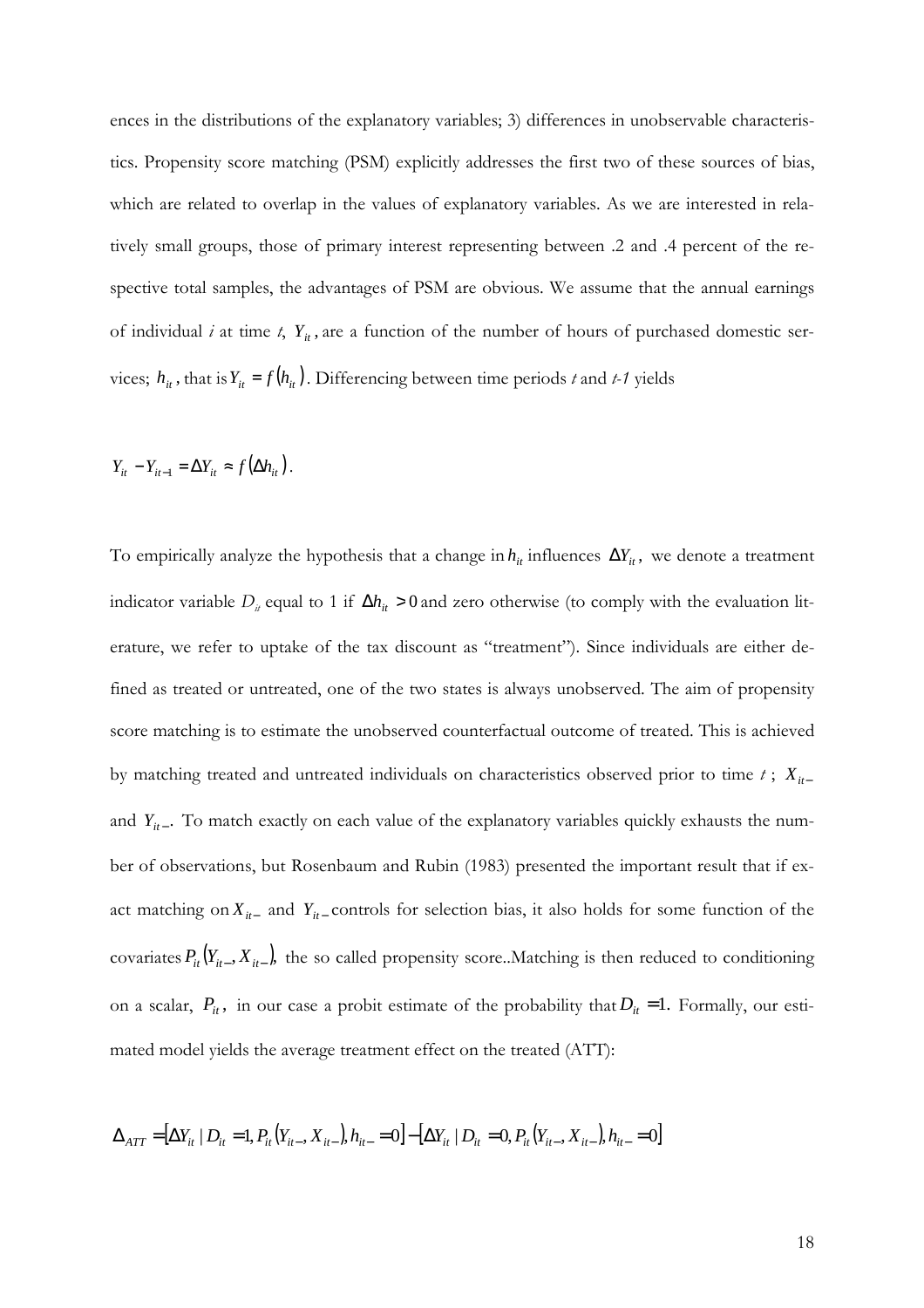ences in the distributions of the explanatory variables; 3) differences in unobservable characteristics. Propensity score matching (PSM) explicitly addresses the first two of these sources of bias, which are related to overlap in the values of explanatory variables. As we are interested in relatively small groups, those of primary interest representing between .2 and .4 percent of the respective total samples, the advantages of PSM are obvious. We assume that the annual earnings of individual *i* at time *t*, $Y_{it}$, are a function of the number of hours of purchased domestic services; $h_{it}$, that is $Y_{it} = f(h_{it})$. Differencing between time periods *t* and *t-1* yields

$$Y_{it} - Y_{it-1} = \Delta Y_{it} \approx f(\Delta h_{it}).$$

To empirically analyze the hypothesis that a change in $h_{it}$ influences $\Delta Y_{it}$, we denote a treatment indicator variable $D_{it}$ equal to 1 if $\Delta h_{it} > 0$ and zero otherwise (to comply with the evaluation literature, we refer to uptake of the tax discount as "treatment"). Since individuals are either defined as treated or untreated, one of the two states is always unobserved. The aim of propensity score matching is to estimate the unobserved counterfactual outcome of treated. This is achieved by matching treated and untreated individuals on characteristics observed prior to time $t$; $X_{it-}$ and $Y_{it-}$. To match exactly on each value of the explanatory variables quickly exhausts the number of observations, but Rosenbaum and Rubin (1983) presented the important result that if exact matching on $X_{it-}$ and $Y_{it-}$ controls for selection bias, it also holds for some function of the covariates $P_{it}(Y_{it-}, X_{it-})$, the so called propensity score..Matching is then reduced to conditioning on a scalar, $P_{it}$, in our case a probit estimate of the probability that $D_{it} = 1$. Formally, our estimated model yields the average treatment effect on the treated (ATT):

$$\Delta_{ATT} = [\Delta Y_{it} \mid D_{it} = 1, P_{it}(Y_{it-}, X_{it-}), h_{it-} = 0] - [\Delta Y_{it} \mid D_{it} = 0, P_{it}(Y_{it-}, X_{it-}), h_{it-} = 0]$$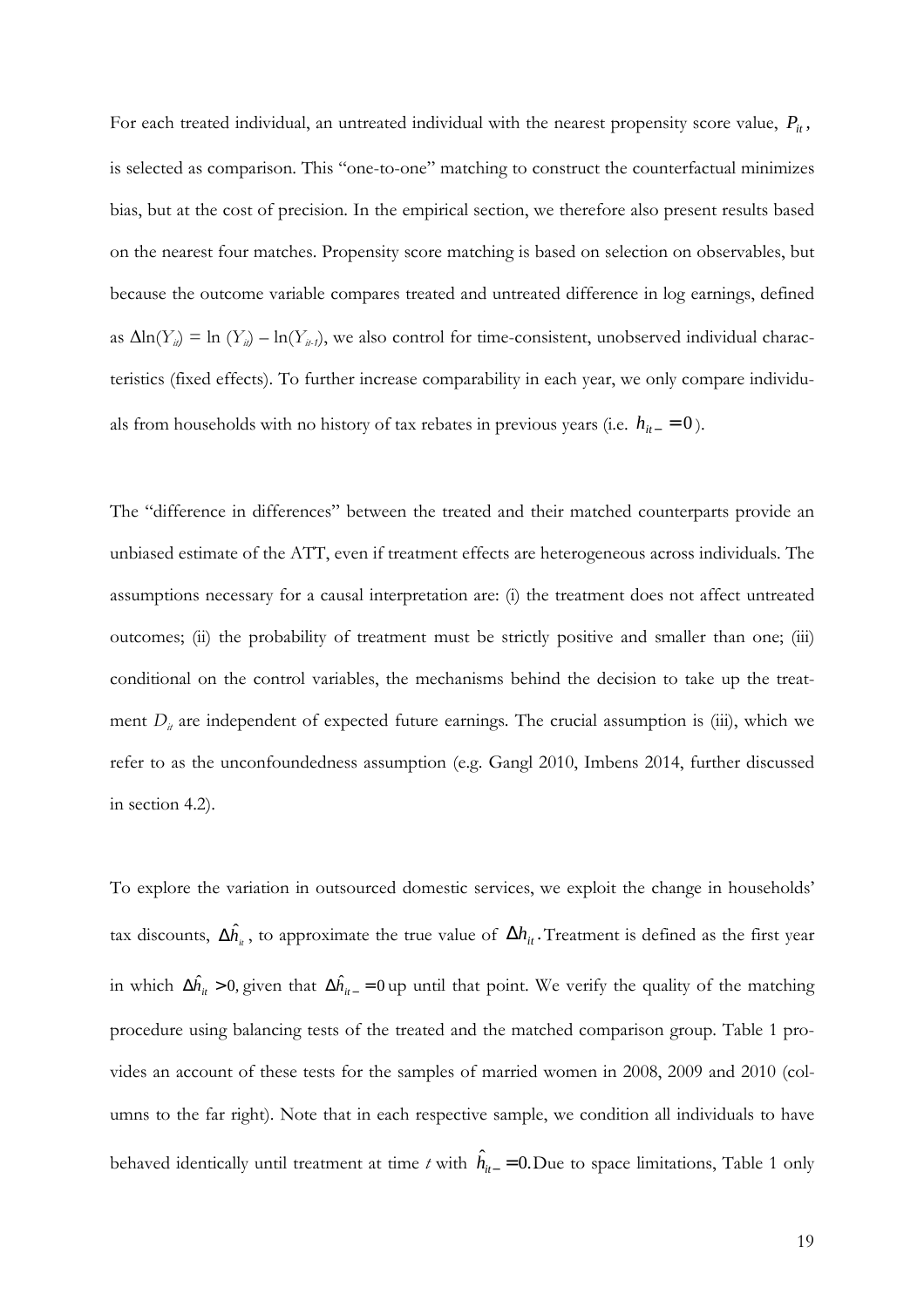For each treated individual, an untreated individual with the nearest propensity score value, $P_{it}$, is selected as comparison. This "one-to-one" matching to construct the counterfactual minimizes bias, but at the cost of precision. In the empirical section, we therefore also present results based on the nearest four matches. Propensity score matching is based on selection on observables, but because the outcome variable compares treated and untreated difference in log earnings, defined as $\Delta\ln(Y_{it}) = \ln(Y_{it}) - \ln(Y_{it-1})$, we also control for time-consistent, unobserved individual characteristics (fixed effects). To further increase comparability in each year, we only compare individuals from households with no history of tax rebates in previous years (i.e. $h_{it-} = 0$).

The "difference in differences" between the treated and their matched counterparts provide an unbiased estimate of the ATT, even if treatment effects are heterogeneous across individuals. The assumptions necessary for a causal interpretation are: (i) the treatment does not affect untreated outcomes; (ii) the probability of treatment must be strictly positive and smaller than one; (iii) conditional on the control variables, the mechanisms behind the decision to take up the treatment $D_{it}$ are independent of expected future earnings. The crucial assumption is (iii), which we refer to as the unconfoundedness assumption (e.g. Gangl 2010, Imbens 2014, further discussed in section 4.2).

To explore the variation in outsourced domestic services, we exploit the change in households' tax discounts, $\Delta\hat{h}_{it}$, to approximate the true value of $\Delta h_{it}$. Treatment is defined as the first year in which $\Delta\hat{h}_{it} > 0$, given that $\Delta\hat{h}_{it-} = 0$ up until that point. We verify the quality of the matching procedure using balancing tests of the treated and the matched comparison group. Table 1 provides an account of these tests for the samples of married women in 2008, 2009 and 2010 (columns to the far right). Note that in each respective sample, we condition all individuals to have behaved identically until treatment at time *t* with $\hat{h}_{it-} = 0$. Due to space limitations, Table 1 only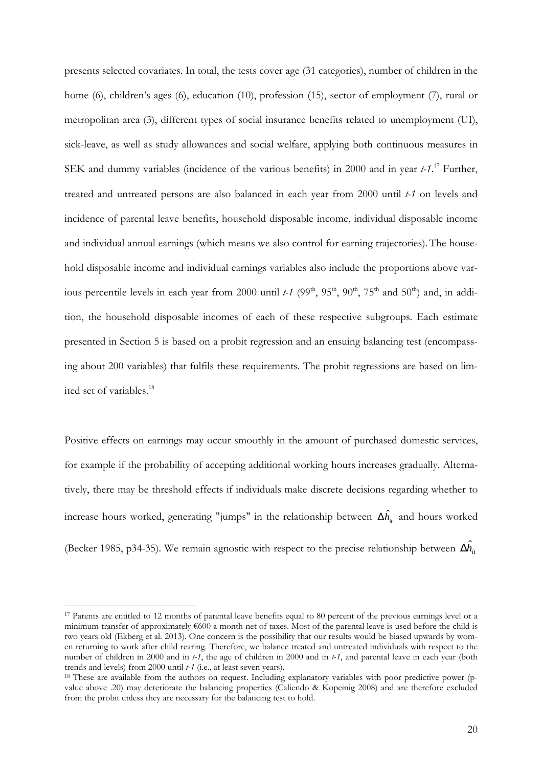presents selected covariates. In total, the tests cover age (31 categories), number of children in the home (6), children's ages (6), education (10), profession (15), sector of employment (7), rural or metropolitan area (3), different types of social insurance benefits related to unemployment (UI), sick-leave, as well as study allowances and social welfare, applying both continuous measures in SEK and dummy variables (incidence of the various benefits) in 2000 and in year *t-1*.[17] Further, treated and untreated persons are also balanced in each year from 2000 until *t-1* on levels and incidence of parental leave benefits, household disposable income, individual disposable income and individual annual earnings (which means we also control for earning trajectories). The household disposable income and individual earnings variables also include the proportions above various percentile levels in each year from 2000 until *t-1* (99th, 95th, 90th, 75th and 50th) and, in addition, the household disposable incomes of each of these respective subgroups. Each estimate presented in Section 5 is based on a probit regression and an ensuing balancing test (encompassing about 200 variables) that fulfils these requirements. The probit regressions are based on limited set of variables.[18]

Positive effects on earnings may occur smoothly in the amount of purchased domestic services, for example if the probability of accepting additional working hours increases gradually. Alternatively, there may be threshold effects if individuals make discrete decisions regarding whether to increase hours worked, generating "jumps" in the relationship between $\Delta\hat{h}_{it}$ and hours worked (Becker 1985, p34-35). We remain agnostic with respect to the precise relationship between $\Delta\hat{h}_{it}$

---

[17] Parents are entitled to 12 months of parental leave benefits equal to 80 percent of the previous earnings level or a minimum transfer of approximately €600 a month net of taxes. Most of the parental leave is used before the child is two years old (Ekberg et al. 2013). One concern is the possibility that our results would be biased upwards by women returning to work after child rearing. Therefore, we balance treated and untreated individuals with respect to the number of children in 2000 and in *t-1*, the age of children in 2000 and in *t-1*, and parental leave in each year (both trends and levels) from 2000 until *t-1* (i.e., at least seven years).

[18] These are available from the authors on request. Including explanatory variables with poor predictive power (p-value above .20) may deteriorate the balancing properties (Caliendo & Kopeinig 2008) and are therefore excluded from the probit unless they are necessary for the balancing test to hold.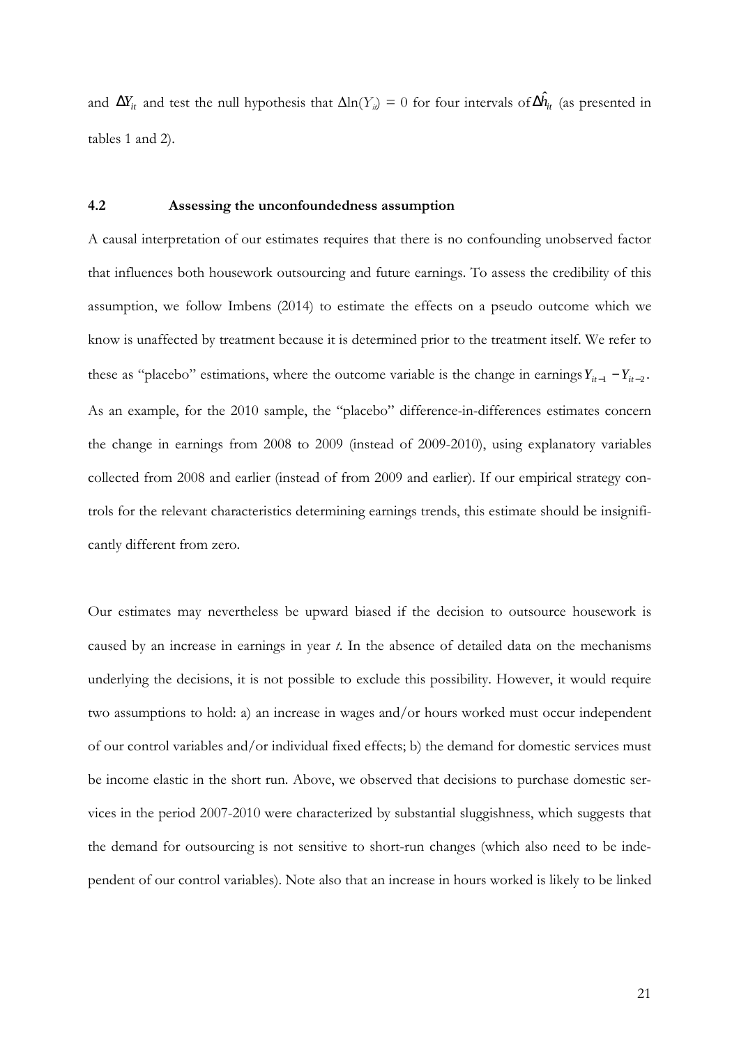and $\Delta Y_{it}$ and test the null hypothesis that $\Delta \ln(Y_{it}) = 0$ for four intervals of $\Delta \hat{h}_{it}$ (as presented in tables 1 and 2).

### 4.2 Assessing the unconfoundedness assumption

A causal interpretation of our estimates requires that there is no confounding unobserved factor that influences both housework outsourcing and future earnings. To assess the credibility of this assumption, we follow Imbens (2014) to estimate the effects on a pseudo outcome which we know is unaffected by treatment because it is determined prior to the treatment itself. We refer to these as "placebo" estimations, where the outcome variable is the change in earnings $Y_{it-1} - Y_{it-2}$. As an example, for the 2010 sample, the "placebo" difference-in-differences estimates concern the change in earnings from 2008 to 2009 (instead of 2009-2010), using explanatory variables collected from 2008 and earlier (instead of from 2009 and earlier). If our empirical strategy controls for the relevant characteristics determining earnings trends, this estimate should be insignificantly different from zero.

Our estimates may nevertheless be upward biased if the decision to outsource housework is caused by an increase in earnings in year *t*. In the absence of detailed data on the mechanisms underlying the decisions, it is not possible to exclude this possibility. However, it would require two assumptions to hold: a) an increase in wages and/or hours worked must occur independent of our control variables and/or individual fixed effects; b) the demand for domestic services must be income elastic in the short run. Above, we observed that decisions to purchase domestic services in the period 2007-2010 were characterized by substantial sluggishness, which suggests that the demand for outsourcing is not sensitive to short-run changes (which also need to be independent of our control variables). Note also that an increase in hours worked is likely to be linked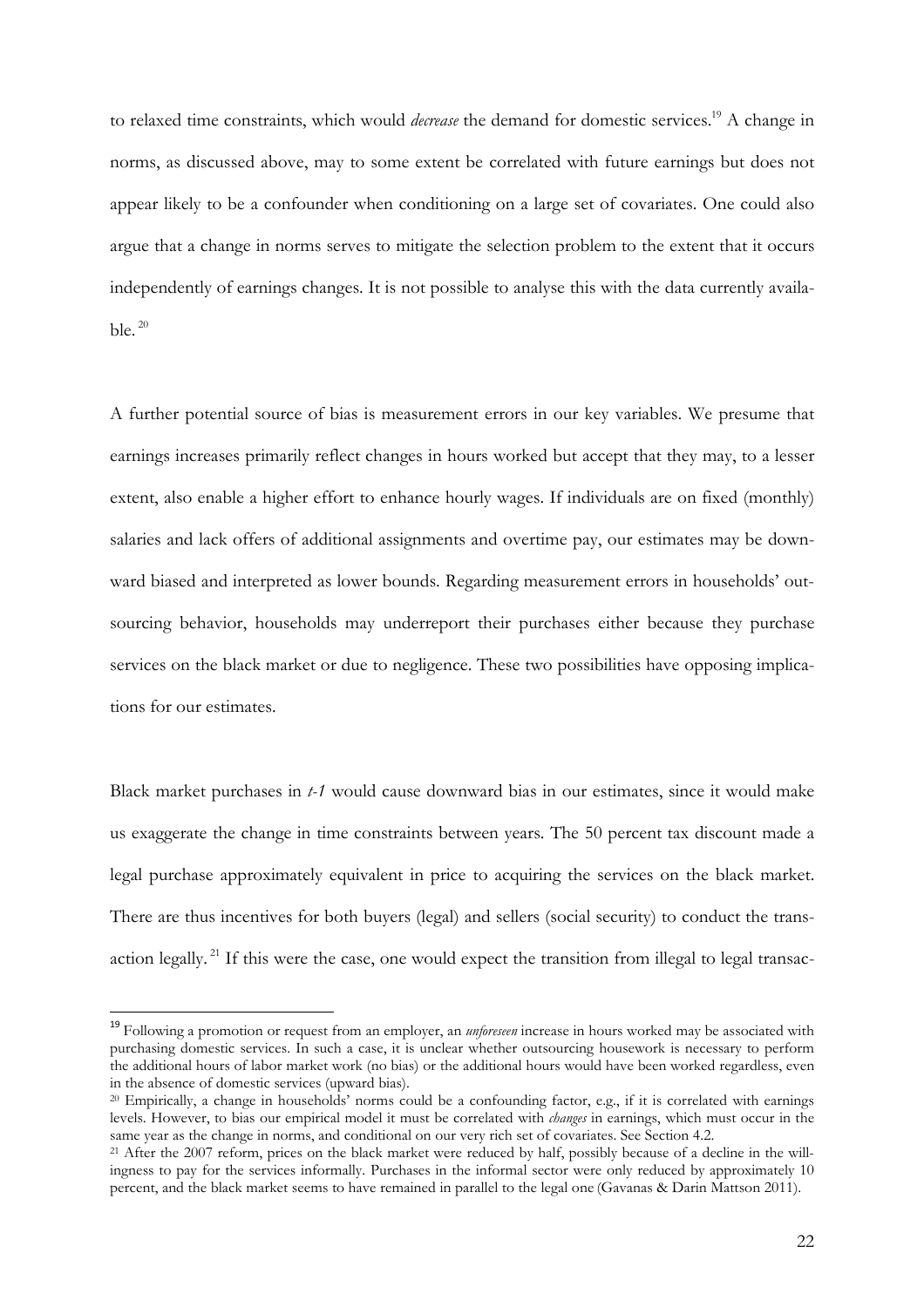to relaxed time constraints, which would *decrease* the demand for domestic services.[19] A change in norms, as discussed above, may to some extent be correlated with future earnings but does not appear likely to be a confounder when conditioning on a large set of covariates. One could also argue that a change in norms serves to mitigate the selection problem to the extent that it occurs independently of earnings changes. It is not possible to analyse this with the data currently available.[20]

A further potential source of bias is measurement errors in our key variables. We presume that earnings increases primarily reflect changes in hours worked but accept that they may, to a lesser extent, also enable a higher effort to enhance hourly wages. If individuals are on fixed (monthly) salaries and lack offers of additional assignments and overtime pay, our estimates may be downward biased and interpreted as lower bounds. Regarding measurement errors in households' outsourcing behavior, households may underreport their purchases either because they purchase services on the black market or due to negligence. These two possibilities have opposing implications for our estimates.

Black market purchases in *t-1* would cause downward bias in our estimates, since it would make us exaggerate the change in time constraints between years. The 50 percent tax discount made a legal purchase approximately equivalent in price to acquiring the services on the black market. There are thus incentives for both buyers (legal) and sellers (social security) to conduct the transaction legally.[21] If this were the case, one would expect the transition from illegal to legal transac-

---

[19] Following a promotion or request from an employer, an *unforeseen* increase in hours worked may be associated with purchasing domestic services. In such a case, it is unclear whether outsourcing housework is necessary to perform the additional hours of labor market work (no bias) or the additional hours would have been worked regardless, even in the absence of domestic services (upward bias).

[20] Empirically, a change in households' norms could be a confounding factor, e.g., if it is correlated with earnings levels. However, to bias our empirical model it must be correlated with *changes* in earnings, which must occur in the same year as the change in norms, and conditional on our very rich set of covariates. See Section 4.2.

[21] After the 2007 reform, prices on the black market were reduced by half, possibly because of a decline in the willingness to pay for the services informally. Purchases in the informal sector were only reduced by approximately 10 percent, and the black market seems to have remained in parallel to the legal one (Gavanas & Darin Mattson 2011).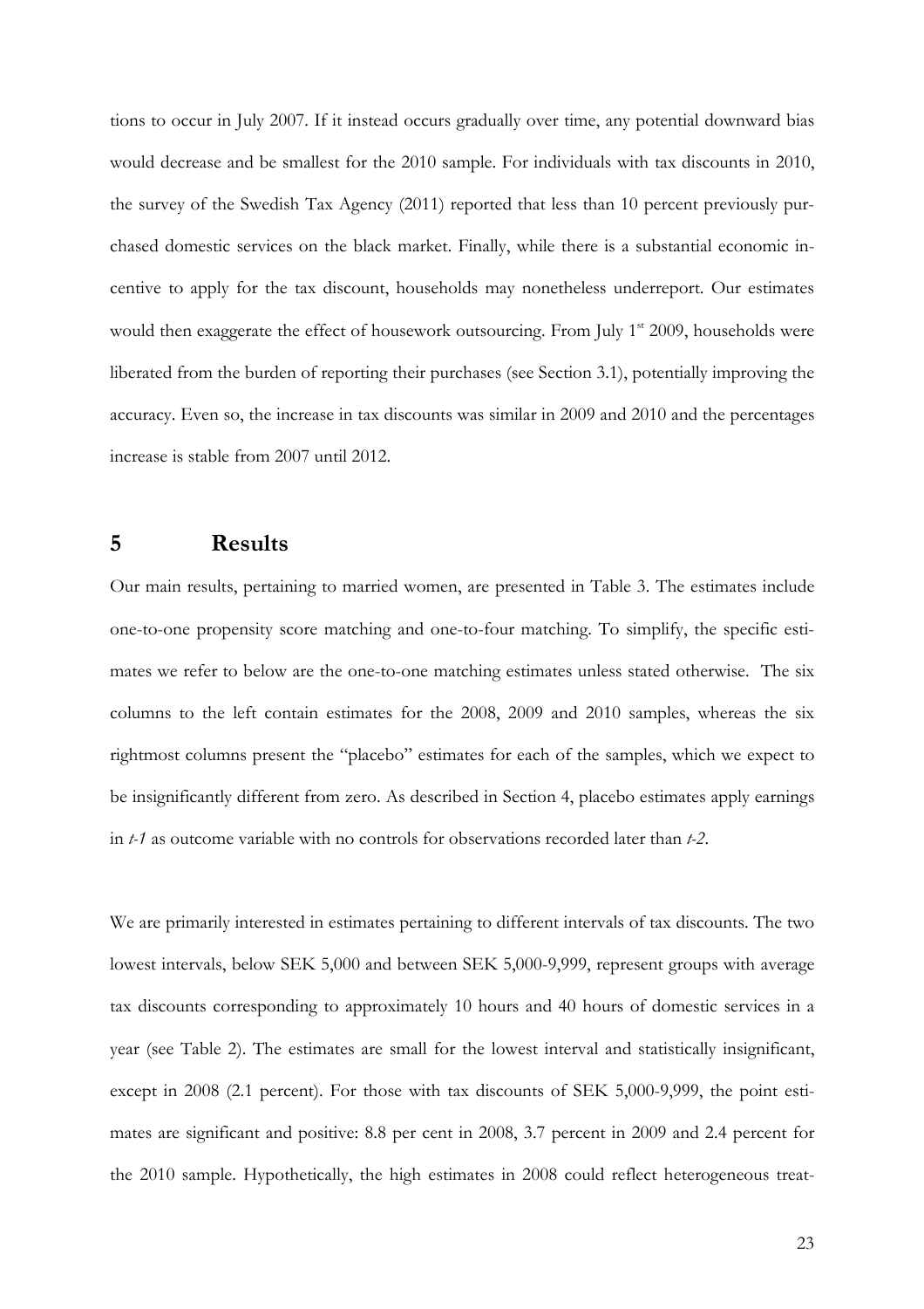tions to occur in July 2007. If it instead occurs gradually over time, any potential downward bias would decrease and be smallest for the 2010 sample. For individuals with tax discounts in 2010, the survey of the Swedish Tax Agency (2011) reported that less than 10 percent previously purchased domestic services on the black market. Finally, while there is a substantial economic incentive to apply for the tax discount, households may nonetheless underreport. Our estimates would then exaggerate the effect of housework outsourcing. From July 1st 2009, households were liberated from the burden of reporting their purchases (see Section 3.1), potentially improving the accuracy. Even so, the increase in tax discounts was similar in 2009 and 2010 and the percentages increase is stable from 2007 until 2012.

# 5 Results

Our main results, pertaining to married women, are presented in Table 3. The estimates include one-to-one propensity score matching and one-to-four matching. To simplify, the specific estimates we refer to below are the one-to-one matching estimates unless stated otherwise. The six columns to the left contain estimates for the 2008, 2009 and 2010 samples, whereas the six rightmost columns present the "placebo" estimates for each of the samples, which we expect to be insignificantly different from zero. As described in Section 4, placebo estimates apply earnings in *t-1* as outcome variable with no controls for observations recorded later than *t-2*.

We are primarily interested in estimates pertaining to different intervals of tax discounts. The two lowest intervals, below SEK 5,000 and between SEK 5,000-9,999, represent groups with average tax discounts corresponding to approximately 10 hours and 40 hours of domestic services in a year (see Table 2). The estimates are small for the lowest interval and statistically insignificant, except in 2008 (2.1 percent). For those with tax discounts of SEK 5,000-9,999, the point estimates are significant and positive: 8.8 per cent in 2008, 3.7 percent in 2009 and 2.4 percent for the 2010 sample. Hypothetically, the high estimates in 2008 could reflect heterogeneous treat-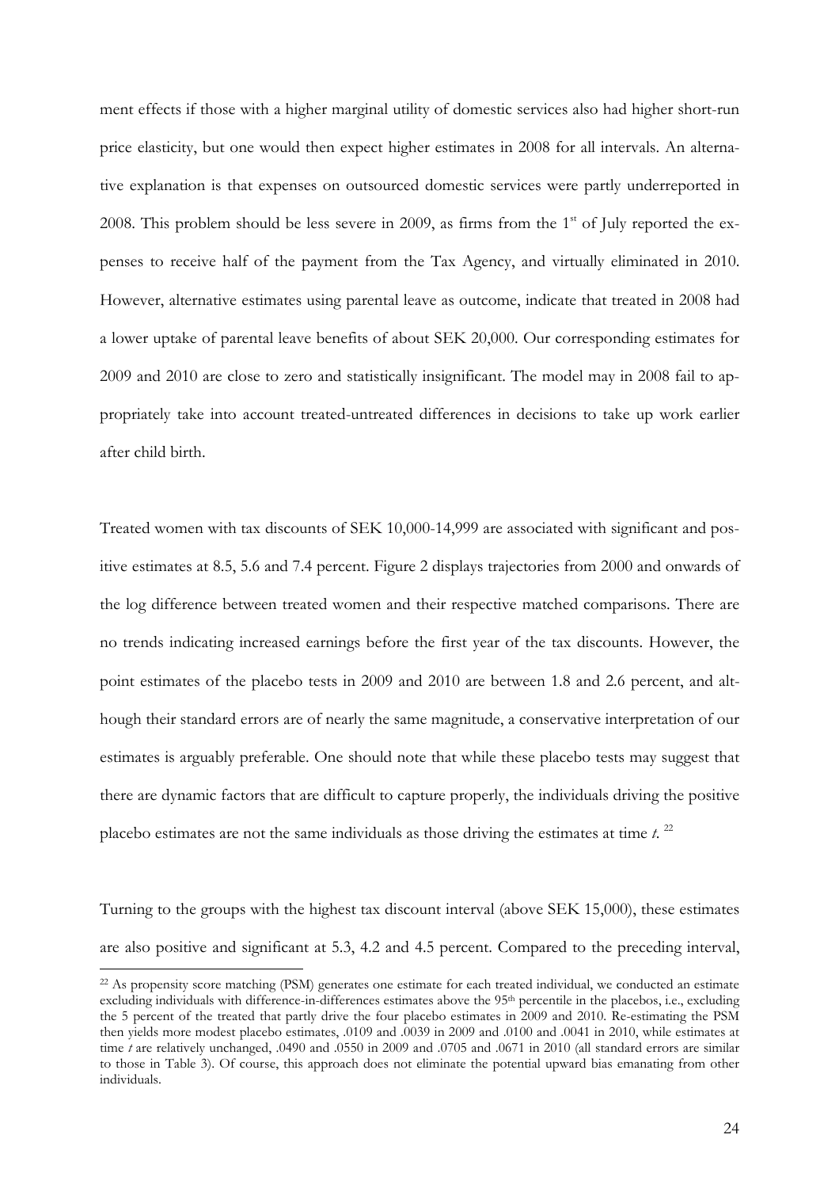ment effects if those with a higher marginal utility of domestic services also had higher short-run price elasticity, but one would then expect higher estimates in 2008 for all intervals. An alternative explanation is that expenses on outsourced domestic services were partly underreported in 2008. This problem should be less severe in 2009, as firms from the 1st of July reported the expenses to receive half of the payment from the Tax Agency, and virtually eliminated in 2010. However, alternative estimates using parental leave as outcome, indicate that treated in 2008 had a lower uptake of parental leave benefits of about SEK 20,000. Our corresponding estimates for 2009 and 2010 are close to zero and statistically insignificant. The model may in 2008 fail to appropriately take into account treated-untreated differences in decisions to take up work earlier after child birth.

Treated women with tax discounts of SEK 10,000-14,999 are associated with significant and positive estimates at 8.5, 5.6 and 7.4 percent. Figure 2 displays trajectories from 2000 and onwards of the log difference between treated women and their respective matched comparisons. There are no trends indicating increased earnings before the first year of the tax discounts. However, the point estimates of the placebo tests in 2009 and 2010 are between 1.8 and 2.6 percent, and although their standard errors are of nearly the same magnitude, a conservative interpretation of our estimates is arguably preferable. One should note that while these placebo tests may suggest that there are dynamic factors that are difficult to capture properly, the individuals driving the positive placebo estimates are not the same individuals as those driving the estimates at time *t*. [22]

Turning to the groups with the highest tax discount interval (above SEK 15,000), these estimates are also positive and significant at 5.3, 4.2 and 4.5 percent. Compared to the preceding interval,

[22] As propensity score matching (PSM) generates one estimate for each treated individual, we conducted an estimate excluding individuals with difference-in-differences estimates above the 95th percentile in the placebos, i.e., excluding the 5 percent of the treated that partly drive the four placebo estimates in 2009 and 2010. Re-estimating the PSM then yields more modest placebo estimates, .0109 and .0039 in 2009 and .0100 and .0041 in 2010, while estimates at time *t* are relatively unchanged, .0490 and .0550 in 2009 and .0705 and .0671 in 2010 (all standard errors are similar to those in Table 3). Of course, this approach does not eliminate the potential upward bias emanating from other individuals.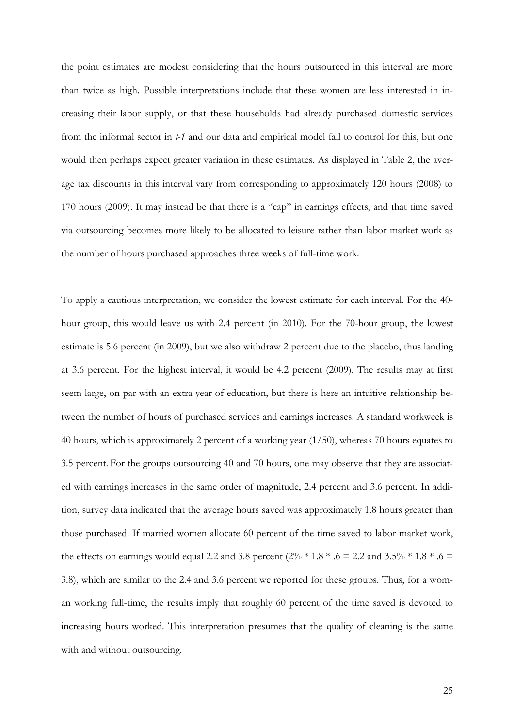the point estimates are modest considering that the hours outsourced in this interval are more than twice as high. Possible interpretations include that these women are less interested in increasing their labor supply, or that these households had already purchased domestic services from the informal sector in *t-1* and our data and empirical model fail to control for this, but one would then perhaps expect greater variation in these estimates. As displayed in Table 2, the average tax discounts in this interval vary from corresponding to approximately 120 hours (2008) to 170 hours (2009). It may instead be that there is a "cap" in earnings effects, and that time saved via outsourcing becomes more likely to be allocated to leisure rather than labor market work as the number of hours purchased approaches three weeks of full-time work.

To apply a cautious interpretation, we consider the lowest estimate for each interval. For the 40-hour group, this would leave us with 2.4 percent (in 2010). For the 70-hour group, the lowest estimate is 5.6 percent (in 2009), but we also withdraw 2 percent due to the placebo, thus landing at 3.6 percent. For the highest interval, it would be 4.2 percent (2009). The results may at first seem large, on par with an extra year of education, but there is here an intuitive relationship between the number of hours of purchased services and earnings increases. A standard workweek is 40 hours, which is approximately 2 percent of a working year (1/50), whereas 70 hours equates to 3.5 percent. For the groups outsourcing 40 and 70 hours, one may observe that they are associated with earnings increases in the same order of magnitude, 2.4 percent and 3.6 percent. In addition, survey data indicated that the average hours saved was approximately 1.8 hours greater than those purchased. If married women allocate 60 percent of the time saved to labor market work, the effects on earnings would equal 2.2 and 3.8 percent ($2\% * 1.8 * .6 = 2.2$ and $3.5\% * 1.8 * .6 = 3.8$), which are similar to the 2.4 and 3.6 percent we reported for these groups. Thus, for a woman working full-time, the results imply that roughly 60 percent of the time saved is devoted to increasing hours worked. This interpretation presumes that the quality of cleaning is the same with and without outsourcing.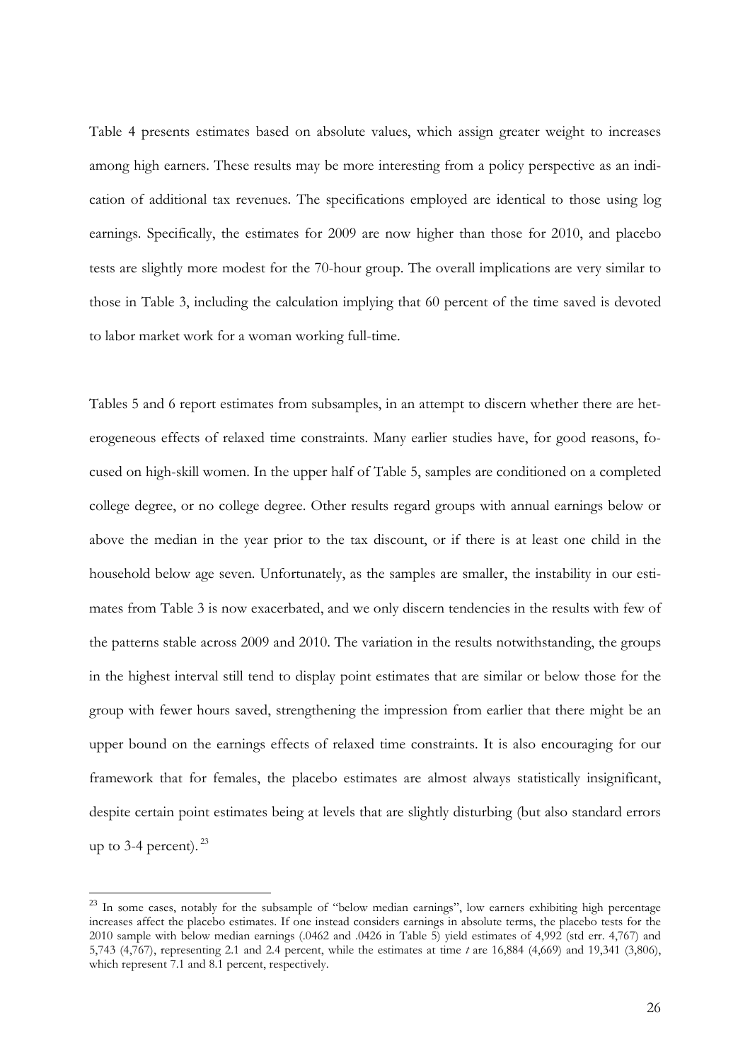Table 4 presents estimates based on absolute values, which assign greater weight to increases among high earners. These results may be more interesting from a policy perspective as an indication of additional tax revenues. The specifications employed are identical to those using log earnings. Specifically, the estimates for 2009 are now higher than those for 2010, and placebo tests are slightly more modest for the 70-hour group. The overall implications are very similar to those in Table 3, including the calculation implying that 60 percent of the time saved is devoted to labor market work for a woman working full-time.

Tables 5 and 6 report estimates from subsamples, in an attempt to discern whether there are heterogeneous effects of relaxed time constraints. Many earlier studies have, for good reasons, focused on high-skill women. In the upper half of Table 5, samples are conditioned on a completed college degree, or no college degree. Other results regard groups with annual earnings below or above the median in the year prior to the tax discount, or if there is at least one child in the household below age seven. Unfortunately, as the samples are smaller, the instability in our estimates from Table 3 is now exacerbated, and we only discern tendencies in the results with few of the patterns stable across 2009 and 2010. The variation in the results notwithstanding, the groups in the highest interval still tend to display point estimates that are similar or below those for the group with fewer hours saved, strengthening the impression from earlier that there might be an upper bound on the earnings effects of relaxed time constraints. It is also encouraging for our framework that for females, the placebo estimates are almost always statistically insignificant, despite certain point estimates being at levels that are slightly disturbing (but also standard errors up to 3-4 percent).[23]

[23] In some cases, notably for the subsample of "below median earnings", low earners exhibiting high percentage increases affect the placebo estimates. If one instead considers earnings in absolute terms, the placebo tests for the 2010 sample with below median earnings (.0462 and .0426 in Table 5) yield estimates of 4,992 (std err. 4,767) and 5,743 (4,767), representing 2.1 and 2.4 percent, while the estimates at time *t* are 16,884 (4,669) and 19,341 (3,806), which represent 7.1 and 8.1 percent, respectively.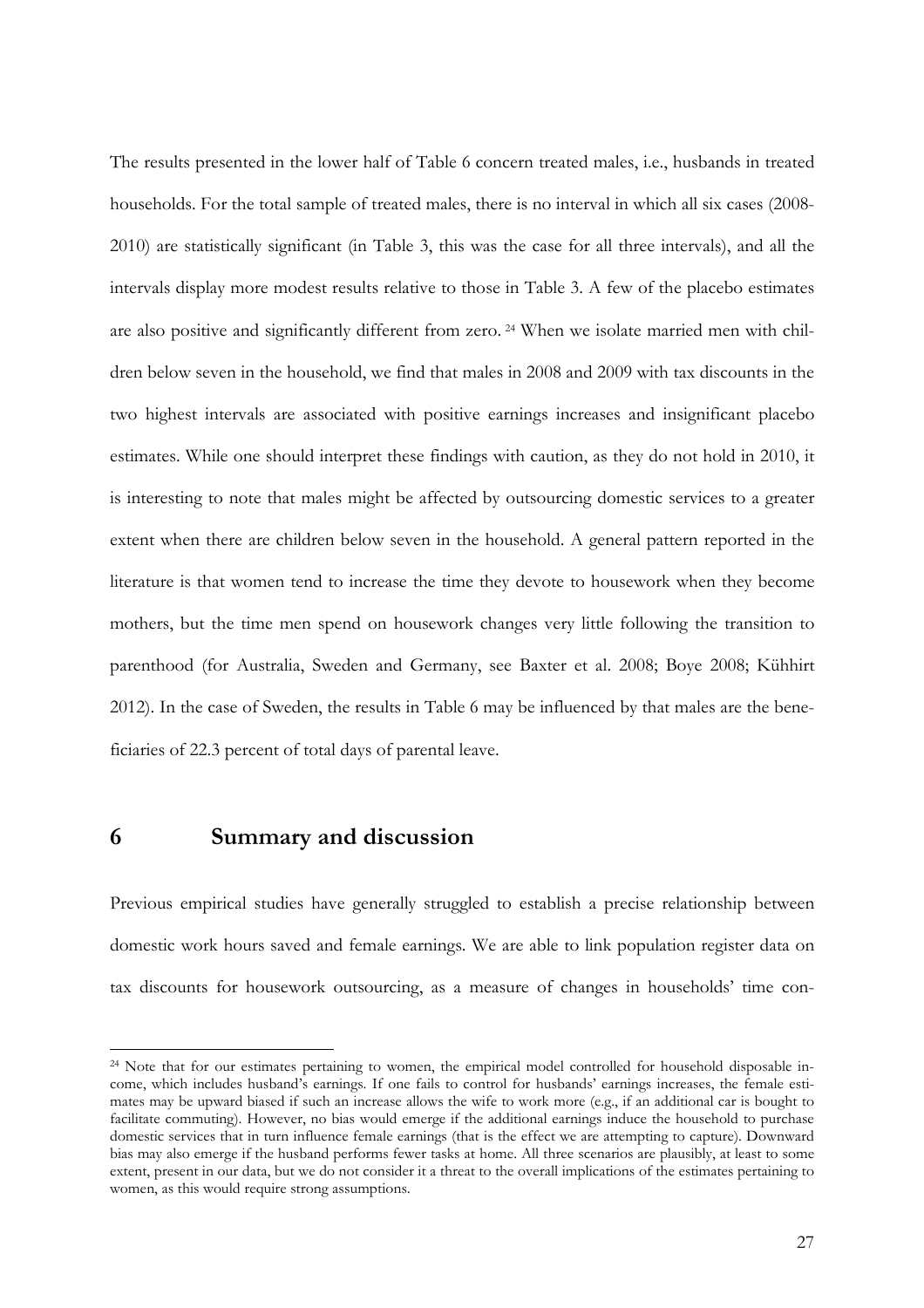The results presented in the lower half of Table 6 concern treated males, i.e., husbands in treated households. For the total sample of treated males, there is no interval in which all six cases (2008-2010) are statistically significant (in Table 3, this was the case for all three intervals), and all the intervals display more modest results relative to those in Table 3. A few of the placebo estimates are also positive and significantly different from zero. [24] When we isolate married men with children below seven in the household, we find that males in 2008 and 2009 with tax discounts in the two highest intervals are associated with positive earnings increases and insignificant placebo estimates. While one should interpret these findings with caution, as they do not hold in 2010, it is interesting to note that males might be affected by outsourcing domestic services to a greater extent when there are children below seven in the household. A general pattern reported in the literature is that women tend to increase the time they devote to housework when they become mothers, but the time men spend on housework changes very little following the transition to parenthood (for Australia, Sweden and Germany, see Baxter et al. 2008; Boye 2008; Kühhirt 2012). In the case of Sweden, the results in Table 6 may be influenced by that males are the beneficiaries of 22.3 percent of total days of parental leave.

# 6 Summary and discussion

Previous empirical studies have generally struggled to establish a precise relationship between domestic work hours saved and female earnings. We are able to link population register data on tax discounts for housework outsourcing, as a measure of changes in households' time con-

[24] Note that for our estimates pertaining to women, the empirical model controlled for household disposable income, which includes husband's earnings. If one fails to control for husbands' earnings increases, the female estimates may be upward biased if such an increase allows the wife to work more (e.g., if an additional car is bought to facilitate commuting). However, no bias would emerge if the additional earnings induce the household to purchase domestic services that in turn influence female earnings (that is the effect we are attempting to capture). Downward bias may also emerge if the husband performs fewer tasks at home. All three scenarios are plausibly, at least to some extent, present in our data, but we do not consider it a threat to the overall implications of the estimates pertaining to women, as this would require strong assumptions.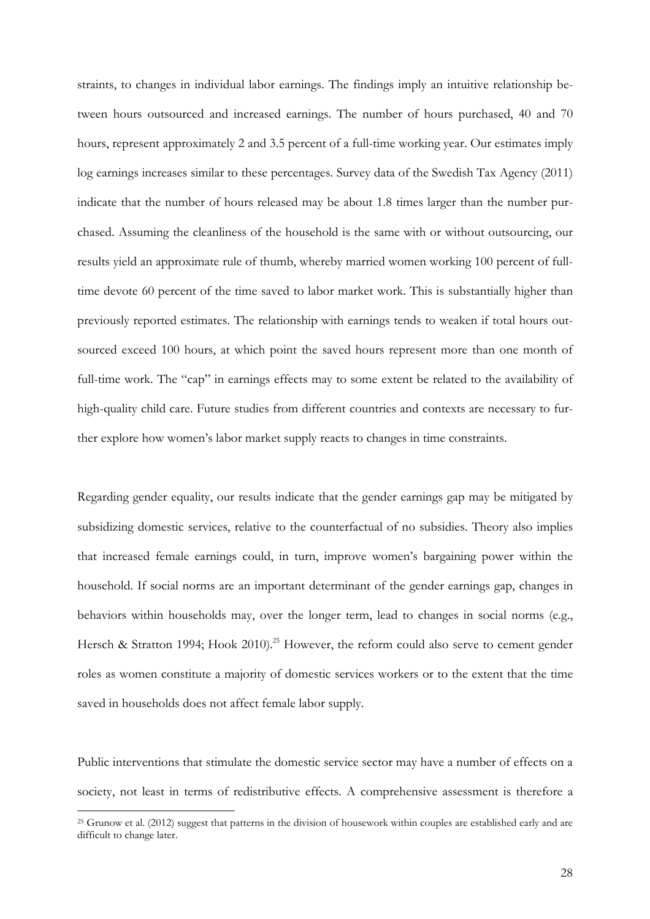straints, to changes in individual labor earnings. The findings imply an intuitive relationship between hours outsourced and increased earnings. The number of hours purchased, 40 and 70 hours, represent approximately 2 and 3.5 percent of a full-time working year. Our estimates imply log earnings increases similar to these percentages. Survey data of the Swedish Tax Agency (2011) indicate that the number of hours released may be about 1.8 times larger than the number purchased. Assuming the cleanliness of the household is the same with or without outsourcing, our results yield an approximate rule of thumb, whereby married women working 100 percent of full-time devote 60 percent of the time saved to labor market work. This is substantially higher than previously reported estimates. The relationship with earnings tends to weaken if total hours outsourced exceed 100 hours, at which point the saved hours represent more than one month of full-time work. The "cap" in earnings effects may to some extent be related to the availability of high-quality child care. Future studies from different countries and contexts are necessary to further explore how women's labor market supply reacts to changes in time constraints.

Regarding gender equality, our results indicate that the gender earnings gap may be mitigated by subsidizing domestic services, relative to the counterfactual of no subsidies. Theory also implies that increased female earnings could, in turn, improve women's bargaining power within the household. If social norms are an important determinant of the gender earnings gap, changes in behaviors within households may, over the longer term, lead to changes in social norms (e.g., Hersch & Stratton 1994; Hook 2010).[25] However, the reform could also serve to cement gender roles as women constitute a majority of domestic services workers or to the extent that the time saved in households does not affect female labor supply.

Public interventions that stimulate the domestic service sector may have a number of effects on a society, not least in terms of redistributive effects. A comprehensive assessment is therefore a

[25] Grunow et al. (2012) suggest that patterns in the division of housework within couples are established early and are difficult to change later.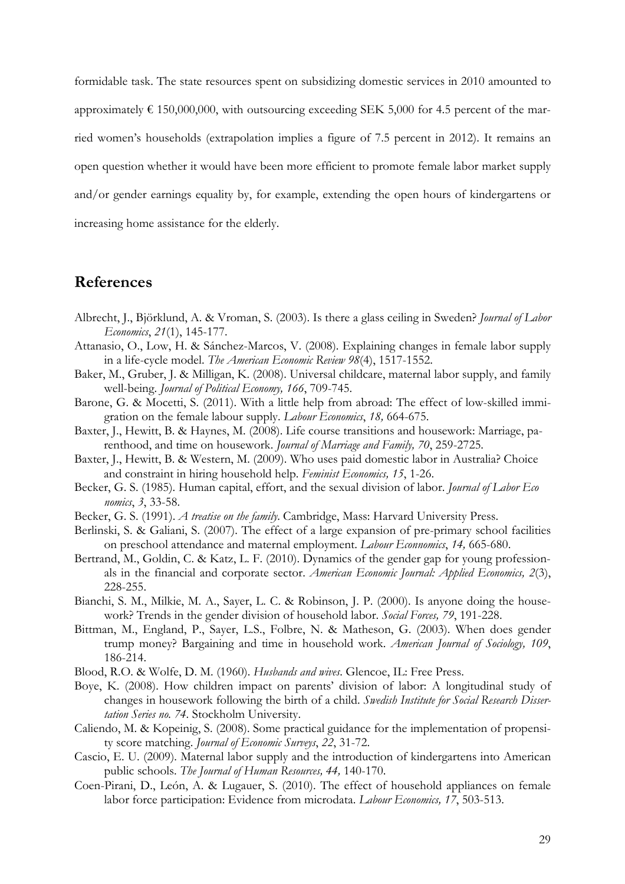formidable task. The state resources spent on subsidizing domestic services in 2010 amounted to approximately € 150,000,000, with outsourcing exceeding SEK 5,000 for 4.5 percent of the married women's households (extrapolation implies a figure of 7.5 percent in 2012). It remains an open question whether it would have been more efficient to promote female labor market supply and/or gender earnings equality by, for example, extending the open hours of kindergartens or increasing home assistance for the elderly.

## References

Albrecht, J., Björklund, A. & Vroman, S. (2003). Is there a glass ceiling in Sweden? *Journal of Labor Economics*, *21*(1), 145-177.

Attanasio, O., Low, H. & Sánchez-Marcos, V. (2008). Explaining changes in female labor supply in a life-cycle model. *The American Economic Review 98*(4), 1517-1552.

Baker, M., Gruber, J. & Milligan, K. (2008). Universal childcare, maternal labor supply, and family well-being. *Journal of Political Economy, 166*, 709-745.

Barone, G. & Mocetti, S. (2011). With a little help from abroad: The effect of low-skilled immigration on the female labour supply. *Labour Economics*, *18,* 664-675.

Baxter, J., Hewitt, B. & Haynes, M. (2008). Life course transitions and housework: Marriage, parenthood, and time on housework. *Journal of Marriage and Family, 70*, 259-2725.

Baxter, J., Hewitt, B. & Western, M. (2009). Who uses paid domestic labor in Australia? Choice and constraint in hiring household help. *Feminist Economics, 15*, 1-26.

Becker, G. S. (1985). Human capital, effort, and the sexual division of labor. *Journal of Labor Eco nomics*, *3*, 33-58.

Becker, G. S. (1991). *A treatise on the family*. Cambridge, Mass: Harvard University Press.

Berlinski, S. & Galiani, S. (2007). The effect of a large expansion of pre-primary school facilities on preschool attendance and maternal employment. *Labour Econnomics*, *14,* 665-680.

Bertrand, M., Goldin, C. & Katz, L. F. (2010). Dynamics of the gender gap for young professionals in the financial and corporate sector. *American Economic Journal: Applied Economics, 2*(3), 228-255.

Bianchi, S. M., Milkie, M. A., Sayer, L. C. & Robinson, J. P. (2000). Is anyone doing the housework? Trends in the gender division of household labor. *Social Forces, 79*, 191-228.

Bittman, M., England, P., Sayer, L.S., Folbre, N. & Matheson, G. (2003). When does gender trump money? Bargaining and time in household work. *American Journal of Sociology, 109*, 186-214.

Blood, R.O. & Wolfe, D. M. (1960). *Husbands and wives*. Glencoe, IL: Free Press.

Boye, K. (2008). How children impact on parents' division of labor: A longitudinal study of changes in housework following the birth of a child. *Swedish Institute for Social Research Dissertation Series no. 74*. Stockholm University.

Caliendo, M. & Kopeinig, S. (2008). Some practical guidance for the implementation of propensity score matching. *Journal of Economic Surveys*, *22*, 31-72.

Cascio, E. U. (2009). Maternal labor supply and the introduction of kindergartens into American public schools. *The Journal of Human Resources, 44,* 140-170.

Coen-Pirani, D., León, A. & Lugauer, S. (2010). The effect of household appliances on female labor force participation: Evidence from microdata. *Labour Economics, 17*, 503-513.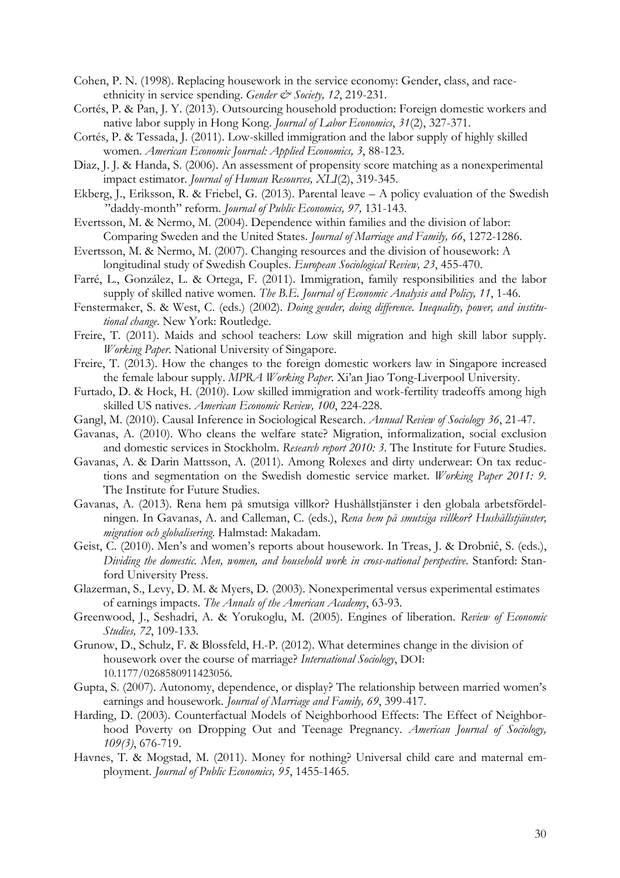Cohen, P. N. (1998). Replacing housework in the service economy: Gender, class, and race-ethnicity in service spending. *Gender & Society, 12*, 219-231.

Cortés, P. & Pan, J. Y. (2013). Outsourcing household production: Foreign domestic workers and native labor supply in Hong Kong. *Journal of Labor Economics*, *31*(2), 327-371.

Cortés, P. & Tessada, J. (2011). Low-skilled immigration and the labor supply of highly skilled women. *American Economic Journal: Applied Economics, 3*, 88-123.

Diaz, J. J. & Handa, S. (2006). An assessment of propensity score matching as a nonexperimental impact estimator. *Journal of Human Resources, XLI*(2), 319-345.

Ekberg, J., Eriksson, R. & Friebel, G. (2013). Parental leave – A policy evaluation of the Swedish "daddy-month" reform. *Journal of Public Economics, 97,* 131-143.

Evertsson, M. & Nermo, M. (2004). Dependence within families and the division of labor: Comparing Sweden and the United States. *Journal of Marriage and Family, 66*, 1272-1286.

Evertsson, M. & Nermo, M. (2007). Changing resources and the division of housework: A longitudinal study of Swedish Couples. *European Sociological Review, 23*, 455-470.

Farré, L., González, L. & Ortega, F. (2011). Immigration, family responsibilities and the labor supply of skilled native women. *The B.E. Journal of Economic Analysis and Policy, 11*, 1-46.

Fenstermaker, S. & West, C. (eds.) (2002). *Doing gender, doing difference. Inequality, power, and institutional change*. New York: Routledge.

Freire, T. (2011). Maids and school teachers: Low skill migration and high skill labor supply. *Working Paper*. National University of Singapore.

Freire, T. (2013). How the changes to the foreign domestic workers law in Singapore increased the female labour supply. *MPRA Working Paper*. Xi'an Jiao Tong-Liverpool University.

Furtado, D. & Hock, H. (2010). Low skilled immigration and work-fertility tradeoffs among high skilled US natives. *American Economic Review, 100*, 224-228.

Gangl, M. (2010). Causal Inference in Sociological Research. *Annual Review of Sociology 36*, 21-47.

Gavanas, A. (2010). Who cleans the welfare state? Migration, informalization, social exclusion and domestic services in Stockholm. *Research report 2010: 3*. The Institute for Future Studies.

Gavanas, A. & Darin Mattsson, A. (2011). Among Rolexes and dirty underwear: On tax reductions and segmentation on the Swedish domestic service market. *Working Paper 2011: 9*. The Institute for Future Studies.

Gavanas, A. (2013). Rena hem på smutsiga villkor? Hushållstjänster i den globala arbetsfördelningen. In Gavanas, A. and Calleman, C. (eds.), *Rena hem på smutsiga villkor? Hushållstjänster, migration och globalisering*. Halmstad: Makadam.

Geist, C. (2010). Men's and women's reports about housework. In Treas, J. & Drobniĉ, S. (eds.), *Dividing the domestic. Men, women, and household work in cross-national perspective*. Stanford: Stanford University Press.

Glazerman, S., Levy, D. M. & Myers, D. (2003). Nonexperimental versus experimental estimates of earnings impacts. *The Annals of the American Academy*, 63-93.

Greenwood, J., Seshadri, A. & Yorukoglu, M. (2005). Engines of liberation. *Review of Economic Studies, 72*, 109-133.

Grunow, D., Schulz, F. & Blossfeld, H.-P. (2012). What determines change in the division of housework over the course of marriage? *International Sociology*, DOI: 10.1177/0268580911423056.

Gupta, S. (2007). Autonomy, dependence, or display? The relationship between married women's earnings and housework. *Journal of Marriage and Family, 69*, 399-417.

Harding, D. (2003). Counterfactual Models of Neighborhood Effects: The Effect of Neighborhood Poverty on Dropping Out and Teenage Pregnancy. *American Journal of Sociology, 109(3)*, 676-719.

Havnes, T. & Mogstad, M. (2011). Money for nothing? Universal child care and maternal employment. *Journal of Public Economics, 95*, 1455-1465.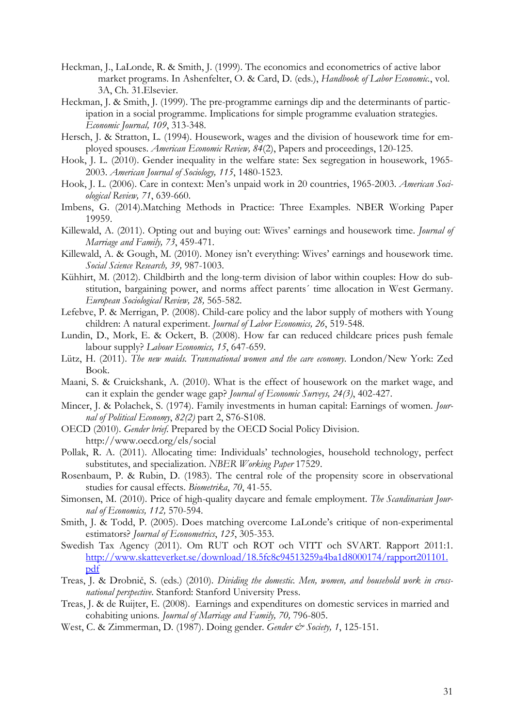Heckman, J., LaLonde, R. & Smith, J. (1999). The economics and econometrics of active labor market programs. In Ashenfelter, O. & Card, D. (eds.), *Handbook of Labor Economic.*, vol. 3A, Ch. 31.Elsevier.

Heckman, J. & Smith, J. (1999). The pre-programme earnings dip and the determinants of participation in a social programme. Implications for simple programme evaluation strategies. *Economic Journal, 109*, 313-348.

Hersch, J. & Stratton, L. (1994). Housework, wages and the division of housework time for employed spouses. *American Economic Review, 84*(2), Papers and proceedings, 120-125.

Hook, J. L. (2010). Gender inequality in the welfare state: Sex segregation in housework, 1965-2003. *American Journal of Sociology, 115*, 1480-1523.

Hook, J. L. (2006). Care in context: Men's unpaid work in 20 countries, 1965-2003. *American Sociological Review, 71*, 639-660.

Imbens, G. (2014).Matching Methods in Practice: Three Examples. NBER Working Paper 19959.

Killewald, A. (2011). Opting out and buying out: Wives' earnings and housework time. *Journal of Marriage and Family, 73*, 459-471.

Killewald, A. & Gough, M. (2010). Money isn't everything: Wives' earnings and housework time. *Social Science Research, 39,* 987-1003.

Kühhirt, M. (2012). Childbirth and the long-term division of labor within couples: How do substitution, bargaining power, and norms affect parents´ time allocation in West Germany. *European Sociological Review, 28,* 565-582.

Lefebve, P. & Merrigan, P. (2008). Child-care policy and the labor supply of mothers with Young children: A natural experiment. *Journal of Labor Economics, 26*, 519-548.

Lundin, D., Mork, E. & Ockert, B. (2008). How far can reduced childcare prices push female labour supply? *Labour Economics, 15*, 647-659.

Lütz, H. (2011). *The new maids. Transnational women and the care economy.* London/New York: Zed Book.

Maani, S. & Cruickshank, A. (2010). What is the effect of housework on the market wage, and can it explain the gender wage gap? *Journal of Economic Surveys, 24(3)*, 402-427.

Mincer, J. & Polachek, S. (1974). Family investments in human capital: Earnings of women. *Journal of Political Economy*, *82(2)* part 2, S76-S108.

OECD (2010). *Gender brief.* Prepared by the OECD Social Policy Division. http://www.oecd.org/els/social

Pollak, R. A. (2011). Allocating time: Individuals' technologies, household technology, perfect substitutes, and specialization. *NBER Working Paper* 17529.

Rosenbaum, P. & Rubin, D. (1983). The central role of the propensity score in observational studies for causal effects. *Biometrika*, *70*, 41-55.

Simonsen, M. (2010). Price of high-quality daycare and female employment. *The Scandinavian Journal of Economics, 112,* 570-594.

Smith, J. & Todd, P. (2005). Does matching overcome LaLonde's critique of non-experimental estimators? *Journal of Econometrics*, *125*, 305-353.

Swedish Tax Agency (2011). Om RUT och ROT och VITT och SVART. Rapport 2011:1. http://www.skatteverket.se/download/18.5fc8c94513259a4ba1d8000174/rapport201101.pdf

Treas, J. & Drobnič, S. (eds.) (2010). *Dividing the domestic. Men, women, and household work in cross-national perspective.* Stanford: Stanford University Press.

Treas, J. & de Ruijter, E. (2008). Earnings and expenditures on domestic services in married and cohabiting unions. *Journal of Marriage and Family, 70,* 796-805.

West, C. & Zimmerman, D. (1987). Doing gender. *Gender & Society, 1*, 125-151.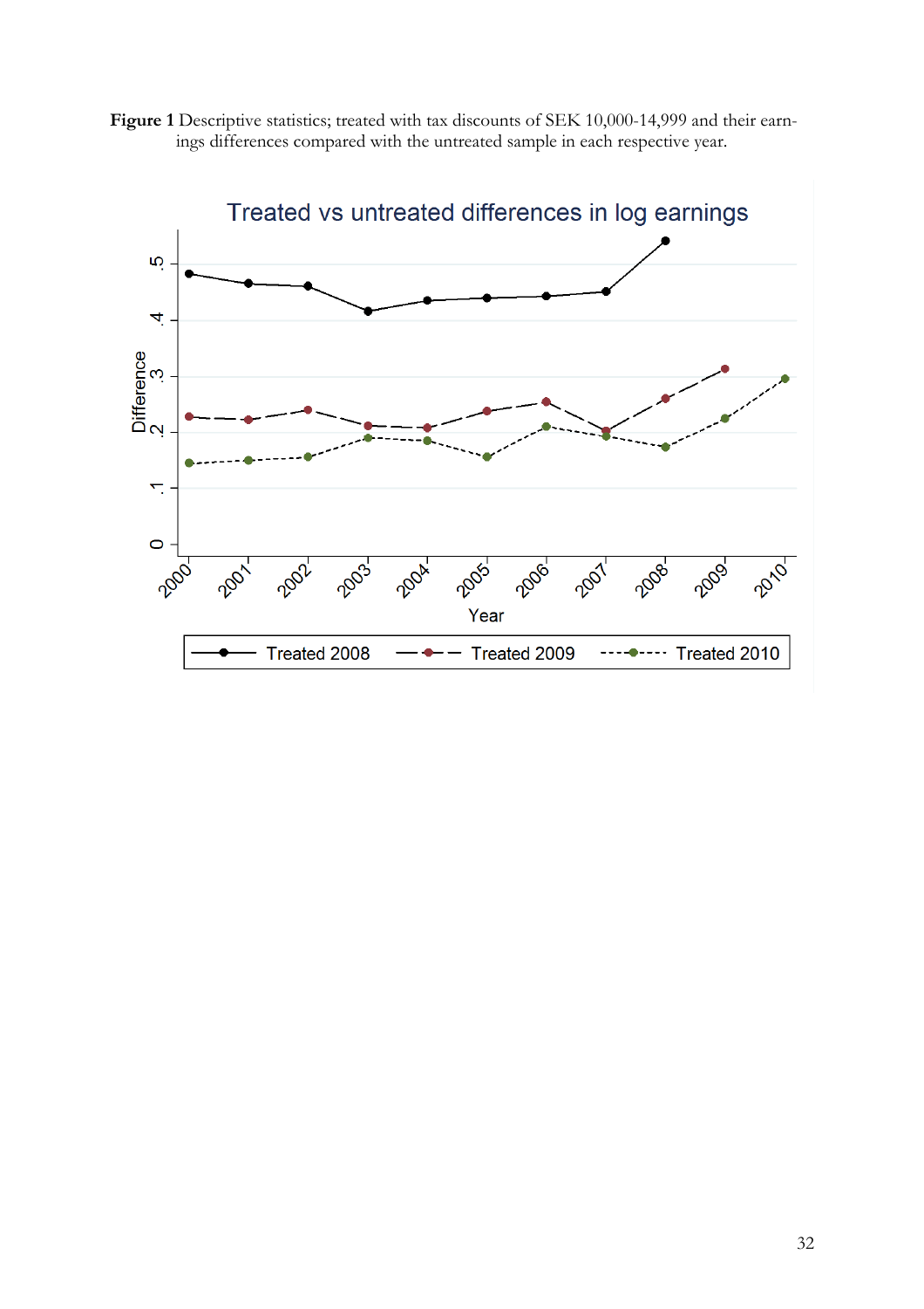**Figure 1** Descriptive statistics; treated with tax discounts of SEK 10,000-14,999 and their earnings differences compared with the untreated sample in each respective year.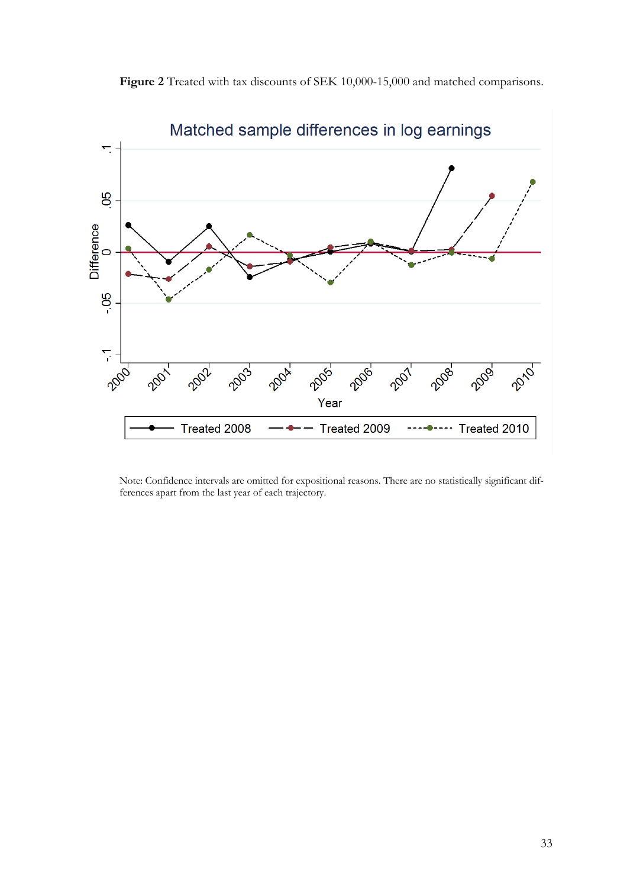**Figure 2** Treated with tax discounts of SEK 10,000-15,000 and matched comparisons.

Note: Confidence intervals are omitted for expositional reasons. There are no statistically significant differences apart from the last year of each trajectory.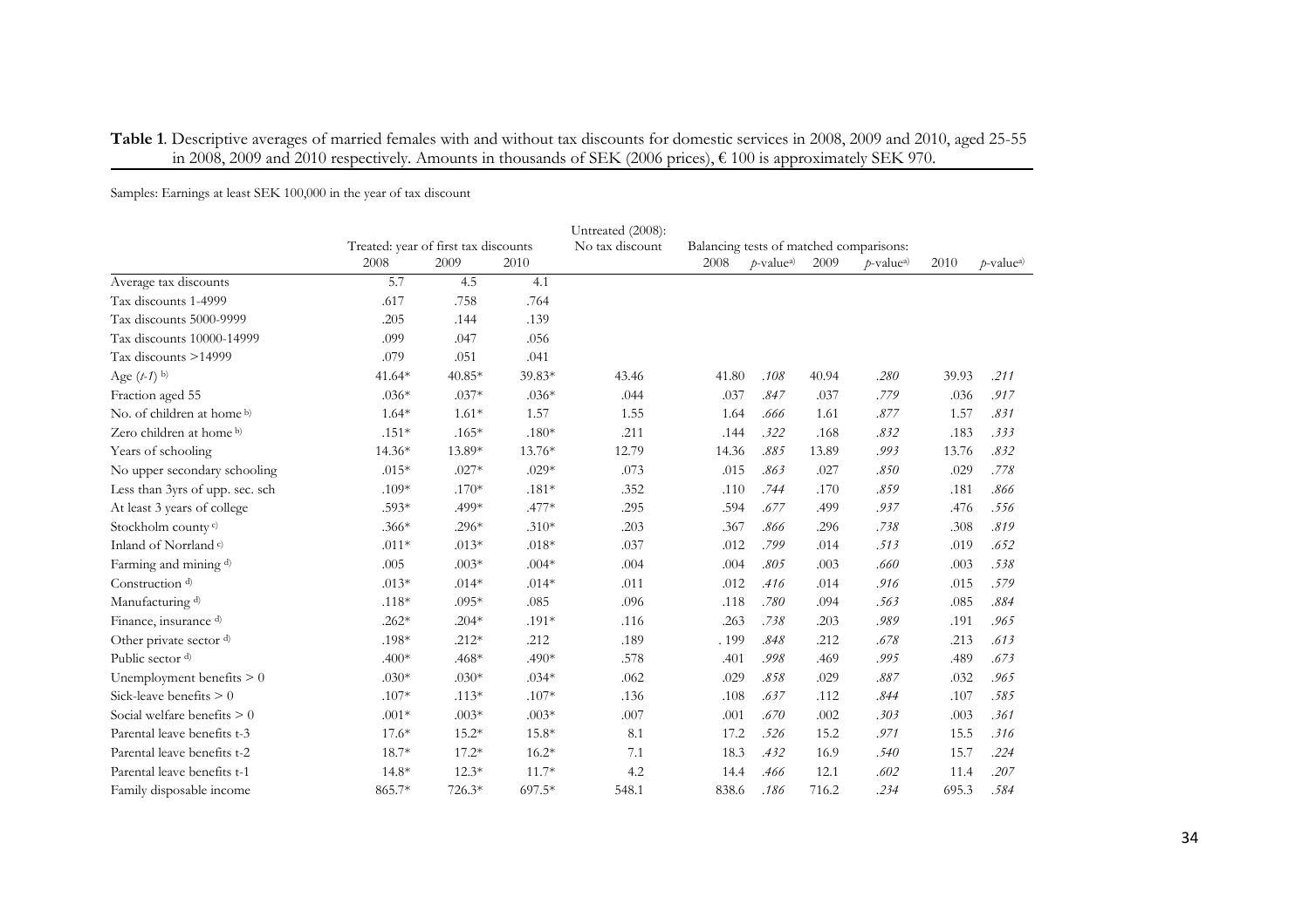**Table 1**. Descriptive averages of married females with and without tax discounts for domestic services in 2008, 2009 and 2010, aged 25-55 in 2008, 2009 and 2010 respectively. Amounts in thousands of SEK (2006 prices), € 100 is approximately SEK 970.

Samples: Earnings at least SEK 100,000 in the year of tax discount

| | Treated: year of first tax discounts | | | Untreated (2008): No tax discount | Balancing tests of matched comparisons: | | | | | |
|---|---|---|---|---|---|---|---|---|---|---|
| | 2008 | 2009 | 2010 | | 2008 | *p*-value[a)] | 2009 | *p*-value[a)] | 2010 | *p*-value[a)] |
| Average tax discounts | 5.7 | 4.5 | 4.1 | | | | | | | |
| Tax discounts 1-4999 | .617 | .758 | .764 | | | | | | | |
| Tax discounts 5000-9999 | .205 | .144 | .139 | | | | | | | |
| Tax discounts 10000-14999 | .099 | .047 | .056 | | | | | | | |
| Tax discounts >14999 | .079 | .051 | .041 | | | | | | | |
| Age (*t-1*) [b)] | 41.64* | 40.85* | 39.83* | 43.46 | 41.80 | *.108* | 40.94 | *.280* | 39.93 | *.211* |
| Fraction aged 55 | .036* | .037* | .036* | .044 | .037 | *.847* | .037 | *.779* | .036 | *.917* |
| No. of children at home [b)] | 1.64* | 1.61* | 1.57 | 1.55 | 1.64 | *.666* | 1.61 | *.877* | 1.57 | *.831* |
| Zero children at home [b)] | .151* | .165* | .180* | .211 | .144 | *.322* | .168 | *.832* | .183 | *.333* |
| Years of schooling | 14.36* | 13.89* | 13.76* | 12.79 | 14.36 | *.885* | 13.89 | *.993* | 13.76 | *.832* |
| No upper secondary schooling | .015* | .027* | .029* | .073 | .015 | *.863* | .027 | *.850* | .029 | *.778* |
| Less than 3yrs of upp. sec. sch | .109* | .170* | .181* | .352 | .110 | *.744* | .170 | *.859* | .181 | *.866* |
| At least 3 years of college | .593* | .499* | .477* | .295 | .594 | *.677* | .499 | *.937* | .476 | *.556* |
| Stockholm county [c)] | .366* | .296* | .310* | .203 | .367 | *.866* | .296 | *.738* | .308 | *.819* |
| Inland of Norrland [c)] | .011* | .013* | .018* | .037 | .012 | *.799* | .014 | *.513* | .019 | *.652* |
| Farming and mining [d)] | .005 | .003* | .004* | .004 | .004 | *.805* | .003 | *.660* | .003 | *.538* |
| Construction [d)] | .013* | .014* | .014* | .011 | .012 | *.416* | .014 | *.916* | .015 | *.579* |
| Manufacturing [d)] | .118* | .095* | .085 | .096 | .118 | *.780* | .094 | *.563* | .085 | *.884* |
| Finance, insurance [d)] | .262* | .204* | .191* | .116 | .263 | *.738* | .203 | *.989* | .191 | *.965* |
| Other private sector [d)] | .198* | .212* | .212 | .189 | . 199 | *.848* | .212 | *.678* | .213 | *.613* |
| Public sector [d)] | .400* | .468* | .490* | .578 | .401 | *.998* | .469 | *.995* | .489 | *.673* |
| Unemployment benefits > 0 | .030* | .030* | .034* | .062 | .029 | *.858* | .029 | *.887* | .032 | *.965* |
| Sick-leave benefits > 0 | .107* | .113* | .107* | .136 | .108 | *.637* | .112 | *.844* | .107 | *.585* |
| Social welfare benefits > 0 | .001* | .003* | .003* | .007 | .001 | *.670* | .002 | *.303* | .003 | *.361* |
| Parental leave benefits t-3 | 17.6* | 15.2* | 15.8* | 8.1 | 17.2 | *.526* | 15.2 | *.971* | 15.5 | *.316* |
| Parental leave benefits t-2 | 18.7* | 17.2* | 16.2* | 7.1 | 18.3 | *.432* | 16.9 | *.540* | 15.7 | *.224* |
| Parental leave benefits t-1 | 14.8* | 12.3* | 11.7* | 4.2 | 14.4 | *.466* | 12.1 | *.602* | 11.4 | *.207* |
| Family disposable income | 865.7* | 726.3* | 697.5* | 548.1 | 838.6 | *.186* | 716.2 | *.234* | 695.3 | *.584* |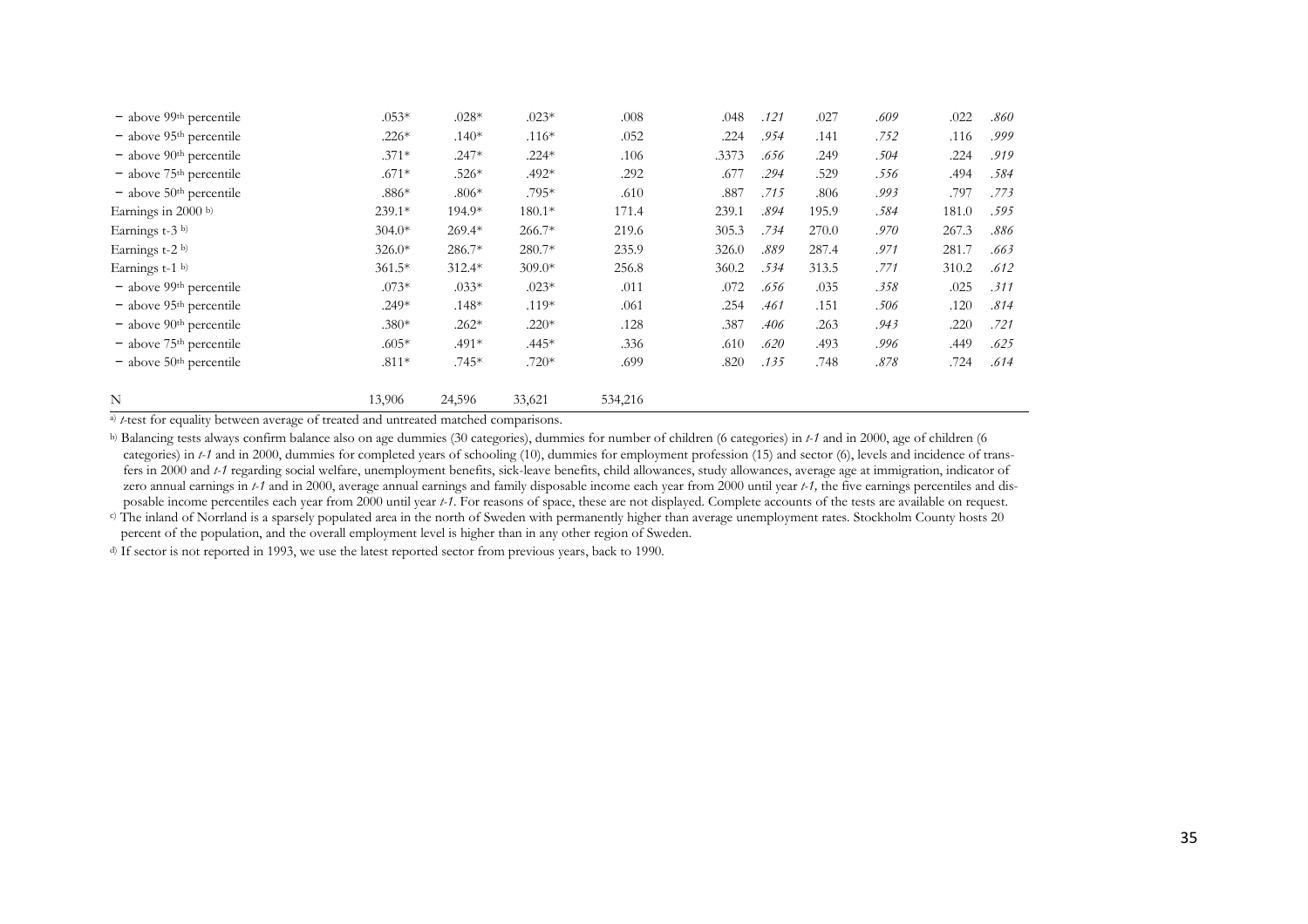| | | | | | | | | | | |
|---|---|---|---|---|---|---|---|---|---|---|
| − above 99th percentile | .053* | .028* | .023* | .008 | .048 | *.121* | .027 | *.609* | .022 | *.860* |
| − above 95th percentile | .226* | .140* | .116* | .052 | .224 | *.954* | .141 | *.752* | .116 | *.999* |
| − above 90th percentile | .371* | .247* | .224* | .106 | .3373 | *.656* | .249 | *.504* | .224 | *.919* |
| − above 75th percentile | .671* | .526* | .492* | .292 | .677 | *.294* | .529 | *.556* | .494 | *.584* |
| − above 50th percentile | .886* | .806* | .795* | .610 | .887 | *.715* | .806 | *.993* | .797 | *.773* |
| Earnings in 2000 [b)] | 239.1* | 194.9* | 180.1* | 171.4 | 239.1 | *.894* | 195.9 | *.584* | 181.0 | *.595* |
| Earnings t-3 [b)] | 304.0* | 269.4* | 266.7* | 219.6 | 305.3 | *.734* | 270.0 | *.970* | 267.3 | *.886* |
| Earnings t-2 [b)] | 326.0* | 286.7* | 280.7* | 235.9 | 326.0 | *.889* | 287.4 | *.971* | 281.7 | *.663* |
| Earnings t-1 [b)] | 361.5* | 312.4* | 309.0* | 256.8 | 360.2 | *.534* | 313.5 | *.771* | 310.2 | *.612* |
| − above 99th percentile | .073* | .033* | .023* | .011 | .072 | *.656* | .035 | *.358* | .025 | *.311* |
| − above 95th percentile | .249* | .148* | .119* | .061 | .254 | *.461* | .151 | *.506* | .120 | *.814* |
| − above 90th percentile | .380* | .262* | .220* | .128 | .387 | *.406* | .263 | *.943* | .220 | *.721* |
| − above 75th percentile | .605* | .491* | .445* | .336 | .610 | *.620* | .493 | *.996* | .449 | *.625* |
| − above 50th percentile | .811* | .745* | .720* | .699 | .820 | *.135* | .748 | *.878* | .724 | *.614* |
| N | 13,906 | 24,596 | 33,621 | 534,216 | | | | | | |

a) *t*-test for equality between average of treated and untreated matched comparisons.

b) Balancing tests always confirm balance also on age dummies (30 categories), dummies for number of children (6 categories) in *t-1* and in 2000, age of children (6 categories) in *t-1* and in 2000, dummies for completed years of schooling (10), dummies for employment profession (15) and sector (6), levels and incidence of transfers in 2000 and *t-1* regarding social welfare, unemployment benefits, sick-leave benefits, child allowances, study allowances, average age at immigration, indicator of zero annual earnings in *t-1* and in 2000, average annual earnings and family disposable income each year from 2000 until year *t-1,* the five earnings percentiles and disposable income percentiles each year from 2000 until year *t-1*. For reasons of space, these are not displayed. Complete accounts of the tests are available on request.

c) The inland of Norrland is a sparsely populated area in the north of Sweden with permanently higher than average unemployment rates. Stockholm County hosts 20 percent of the population, and the overall employment level is higher than in any other region of Sweden.

d) If sector is not reported in 1993, we use the latest reported sector from previous years, back to 1990.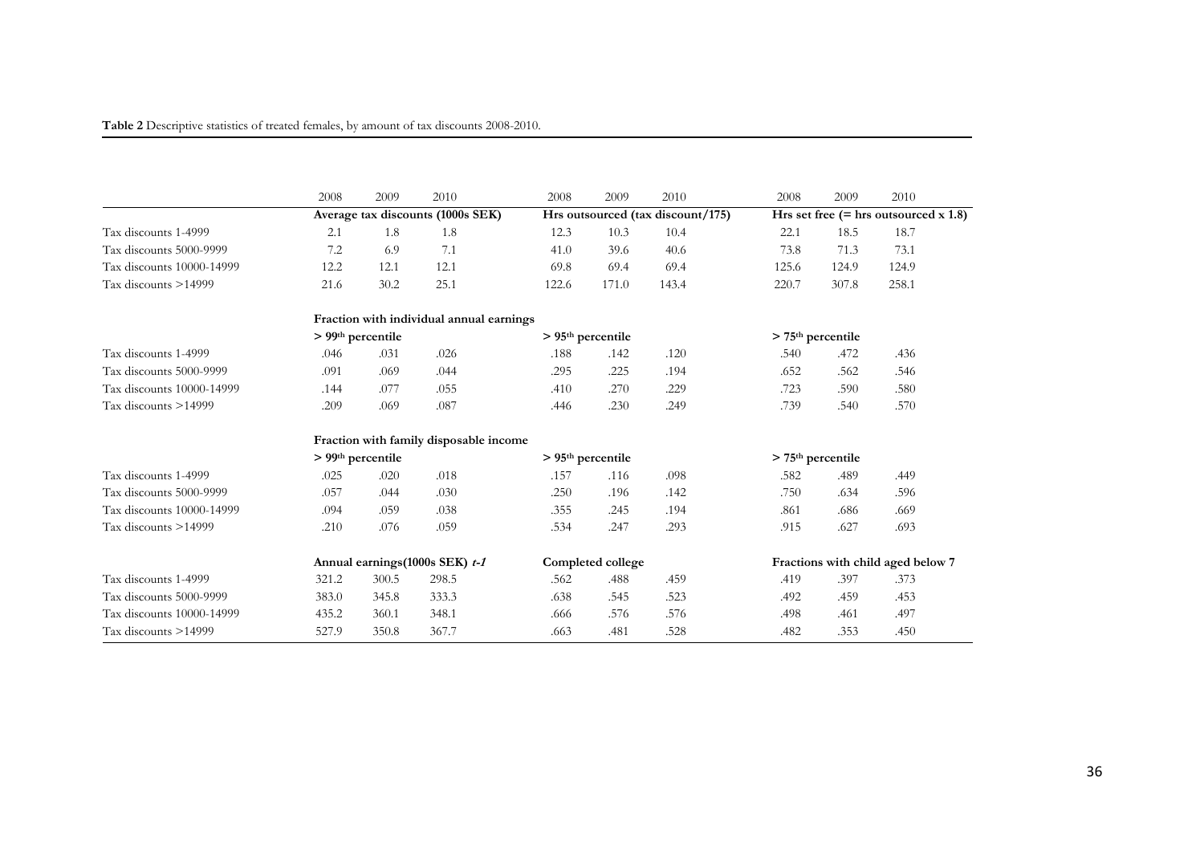**Table 2** Descriptive statistics of treated females, by amount of tax discounts 2008-2010.

| | 2008 | 2009 | 2010 | 2008 | 2009 | 2010 | 2008 | 2009 | 2010 |
|---|---|---|---|---|---|---|---|---|---|
| | **Average tax discounts (1000s SEK)** | | | **Hrs outsourced (tax discount/175)** | | | **Hrs set free (= hrs outsourced x 1.8)** | | |
| Tax discounts 1-4999 | 2.1 | 1.8 | 1.8 | 12.3 | 10.3 | 10.4 | 22.1 | 18.5 | 18.7 |
| Tax discounts 5000-9999 | 7.2 | 6.9 | 7.1 | 41.0 | 39.6 | 40.6 | 73.8 | 71.3 | 73.1 |
| Tax discounts 10000-14999 | 12.2 | 12.1 | 12.1 | 69.8 | 69.4 | 69.4 | 125.6 | 124.9 | 124.9 |
| Tax discounts >14999 | 21.6 | 30.2 | 25.1 | 122.6 | 171.0 | 143.4 | 220.7 | 307.8 | 258.1 |
| | **Fraction with individual annual earnings** | | | | | | | | |
| | **> 99th percentile** | | | **> 95th percentile** | | | **> 75th percentile** | | |
| Tax discounts 1-4999 | .046 | .031 | .026 | .188 | .142 | .120 | .540 | .472 | .436 |
| Tax discounts 5000-9999 | .091 | .069 | .044 | .295 | .225 | .194 | .652 | .562 | .546 |
| Tax discounts 10000-14999 | .144 | .077 | .055 | .410 | .270 | .229 | .723 | .590 | .580 |
| Tax discounts >14999 | .209 | .069 | .087 | .446 | .230 | .249 | .739 | .540 | .570 |
| | **Fraction with family disposable income** | | | | | | | | |
| | **> 99th percentile** | | | **> 95th percentile** | | | **> 75th percentile** | | |
| Tax discounts 1-4999 | .025 | .020 | .018 | .157 | .116 | .098 | .582 | .489 | .449 |
| Tax discounts 5000-9999 | .057 | .044 | .030 | .250 | .196 | .142 | .750 | .634 | .596 |
| Tax discounts 10000-14999 | .094 | .059 | .038 | .355 | .245 | .194 | .861 | .686 | .669 |
| Tax discounts >14999 | .210 | .076 | .059 | .534 | .247 | .293 | .915 | .627 | .693 |
| | **Annual earnings(1000s SEK) *t-1*** | | | **Completed college** | | | **Fractions with child aged below 7** | | |
| Tax discounts 1-4999 | 321.2 | 300.5 | 298.5 | .562 | .488 | .459 | .419 | .397 | .373 |
| Tax discounts 5000-9999 | 383.0 | 345.8 | 333.3 | .638 | .545 | .523 | .492 | .459 | .453 |
| Tax discounts 10000-14999 | 435.2 | 360.1 | 348.1 | .666 | .576 | .576 | .498 | .461 | .497 |
| Tax discounts >14999 | 527.9 | 350.8 | 367.7 | .663 | .481 | .528 | .482 | .353 | .450 |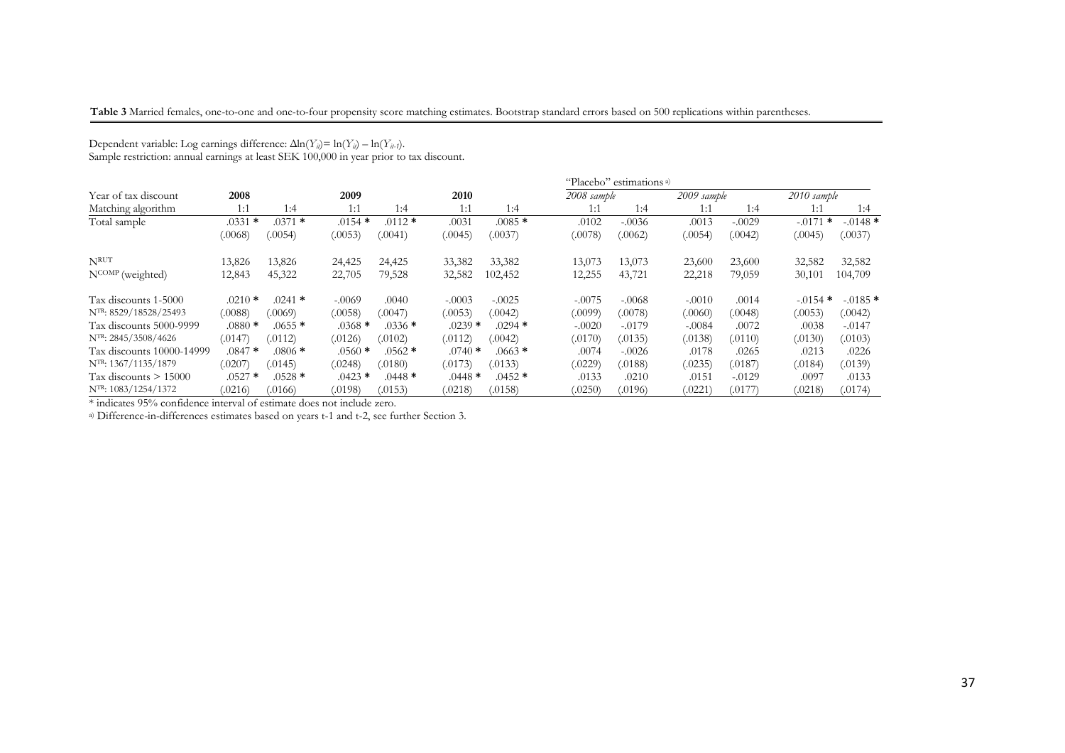**Table 3** Married females, one-to-one and one-to-four propensity score matching estimates. Bootstrap standard errors based on 500 replications within parentheses.

Dependent variable: Log earnings difference: $\Delta\ln(Y_{it}) = \ln(Y_{it}) - \ln(Y_{it-1})$.
Sample restriction: annual earnings at least SEK 100,000 in year prior to tax discount.

| | | | | | | | "Placebo" estimations [a] | | | | | |
|---|---|---|---|---|---|---|---|---|---|---|---|---|
| Year of tax discount | 2008 | | 2009 | | 2010 | | *2008 sample* | | *2009 sample* | | *2010 sample* | |
| Matching algorithm | 1:1 | 1:4 | 1:1 | 1:4 | 1:1 | 1:4 | 1:1 | 1:4 | 1:1 | 1:4 | 1:1 | 1:4 |
| Total sample | .0331 * | .0371 * | .0154 * | .0112 * | .0031 | .0085 * | .0102 | -.0036 | .0013 | -.0029 | -.0171 * | -.0148 * |
| | (.0068) | (.0054) | (.0053) | (.0041) | (.0045) | (.0037) | (.0078) | (.0062) | (.0054) | (.0042) | (.0045) | (.0037) |
| $N^{RUT}$ | 13,826 | 13,826 | 24,425 | 24,425 | 33,382 | 33,382 | 13,073 | 13,073 | 23,600 | 23,600 | 32,582 | 32,582 |
| $N^{COMP}$ (weighted) | 12,843 | 45,322 | 22,705 | 79,528 | 32,582 | 102,452 | 12,255 | 43,721 | 22,218 | 79,059 | 30,101 | 104,709 |
| Tax discounts 1-5000 | .0210 * | .0241 * | -.0069 | .0040 | -.0003 | -.0025 | -.0075 | -.0068 | -.0010 | .0014 | -.0154 * | -.0185 * |
| $N^{TR}$: 8529/18528/25493 | (.0088) | (.0069) | (.0058) | (.0047) | (.0053) | (.0042) | (.0099) | (.0078) | (.0060) | (.0048) | (.0053) | (.0042) |
| Tax discounts 5000-9999 | .0880 * | .0655 * | .0368 * | .0336 * | .0239 * | .0294 * | -.0020 | -.0179 | -.0084 | .0072 | .0038 | -.0147 |
| $N^{TR}$: 2845/3508/4626 | (.0147) | (.0112) | (.0126) | (.0102) | (.0112) | (.0042) | (.0170) | (.0135) | (.0138) | (.0110) | (.0130) | (.0103) |
| Tax discounts 10000-14999 | .0847 * | .0806 * | .0560 * | .0562 * | .0740 * | .0663 * | .0074 | -.0026 | .0178 | .0265 | .0213 | .0226 |
| $N^{TR}$: 1367/1135/1879 | (.0207) | (.0145) | (.0248) | (.0180) | (.0173) | (.0133) | (.0229) | (.0188) | (.0235) | (.0187) | (.0184) | (.0139) |
| Tax discounts > 15000 | .0527 * | .0528 * | .0423 * | .0448 * | .0448 * | .0452 * | .0133 | .0210 | .0151 | -.0129 | .0097 | .0133 |
| $N^{TR}$: 1083/1254/1372 | (.0216) | (.0166) | (.0198) | (.0153) | (.0218) | (.0158) | (.0250) | (.0196) | (.0221) | (.0177) | (.0218) | (.0174) |

\* indicates 95% confidence interval of estimate does not include zero.

[a] Difference-in-differences estimates based on years t-1 and t-2, see further Section 3.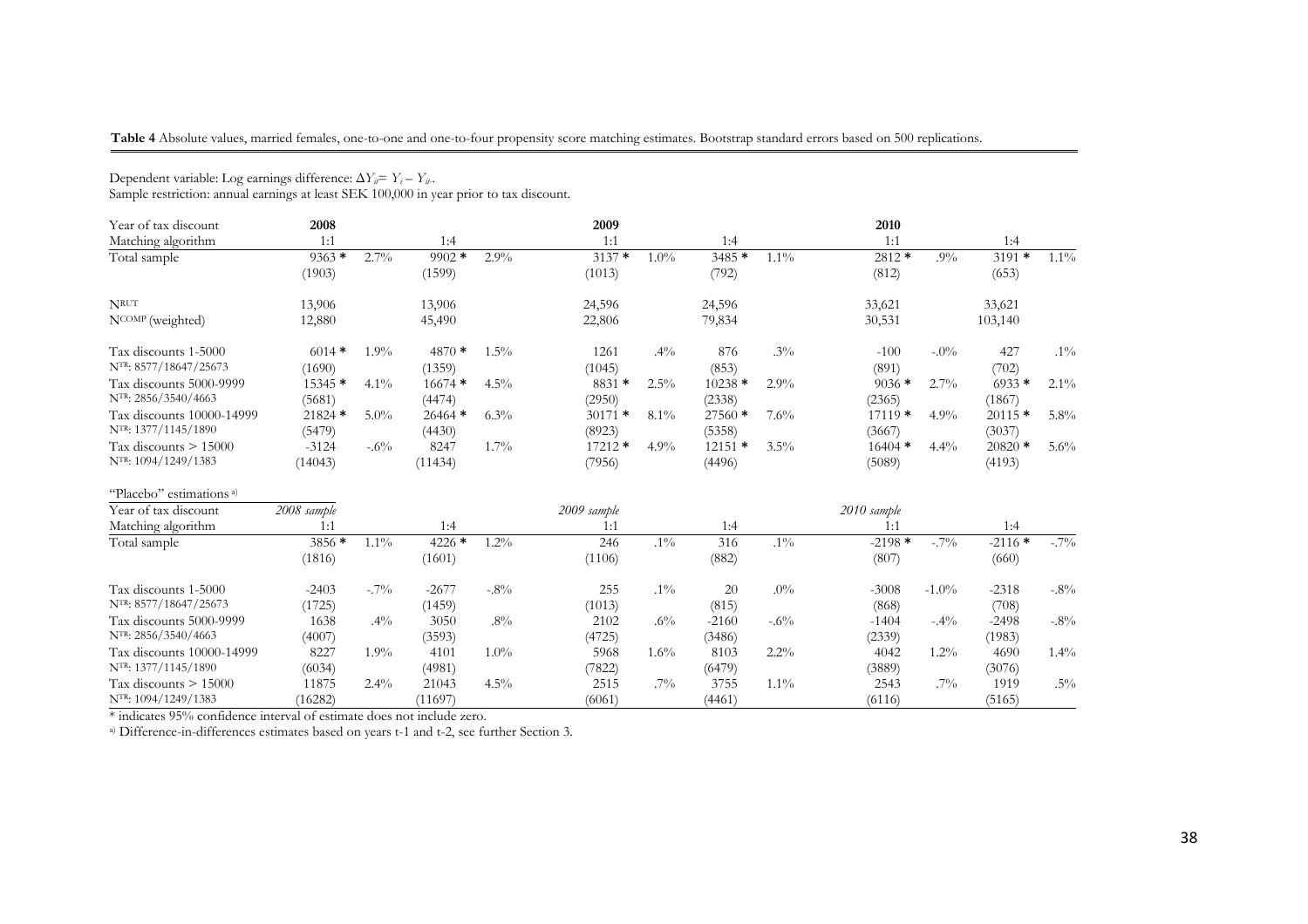**Table 4** Absolute values, married females, one-to-one and one-to-four propensity score matching estimates. Bootstrap standard errors based on 500 replications.

Dependent variable: Log earnings difference: $\Delta Y_{it} = Y_i - Y_{it}$.
Sample restriction: annual earnings at least SEK 100,000 in year prior to tax discount.

| Year of tax discount | **2008** | | | | **2009** | | | | **2010** | | | |
|---|---|---|---|---|---|---|---|---|---|---|---|---|
| Matching algorithm | 1:1 | | 1:4 | | 1:1 | | 1:4 | | 1:1 | | 1:4 | |
| Total sample | 9363 * | 2.7% | 9902 * | 2.9% | 3137 * | 1.0% | 3485 * | 1.1% | 2812 * | .9% | 3191 * | 1.1% |
| | (1903) | | (1599) | | (1013) | | (792) | | (812) | | (653) | |
| $N^{RUT}$ | 13,906 | | 13,906 | | 24,596 | | 24,596 | | 33,621 | | 33,621 | |
| $N^{COMP}$ (weighted) | 12,880 | | 45,490 | | 22,806 | | 79,834 | | 30,531 | | 103,140 | |
| Tax discounts 1-5000 | 6014 * | 1.9% | 4870 * | 1.5% | 1261 | .4% | 876 | .3% | -100 | -.0% | 427 | .1% |
| $N^{TR}$: 8577/18647/25673 | (1690) | | (1359) | | (1045) | | (853) | | (891) | | (702) | |
| Tax discounts 5000-9999 | 15345 * | 4.1% | 16674 * | 4.5% | 8831 * | 2.5% | 10238 * | 2.9% | 9036 * | 2.7% | 6933 * | 2.1% |
| $N^{TR}$: 2856/3540/4663 | (5681) | | (4474) | | (2950) | | (2338) | | (2365) | | (1867) | |
| Tax discounts 10000-14999 | 21824 * | 5.0% | 26464 * | 6.3% | 30171 * | 8.1% | 27560 * | 7.6% | 17119 * | 4.9% | 20115 * | 5.8% |
| $N^{TR}$: 1377/1145/1890 | (5479) | | (4430) | | (8923) | | (5358) | | (3667) | | (3037) | |
| Tax discounts > 15000 | -3124 | -.6% | 8247 | 1.7% | 17212 * | 4.9% | 12151 * | 3.5% | 16404 * | 4.4% | 20820 * | 5.6% |
| $N^{TR}$: 1094/1249/1383 | (14043) | | (11434) | | (7956) | | (4496) | | (5089) | | (4193) | |

"Placebo" estimations [a]

| Year of tax discount | *2008 sample* | | | | *2009 sample* | | | | *2010 sample* | | | |
|---|---|---|---|---|---|---|---|---|---|---|---|---|
| Matching algorithm | 1:1 | | 1:4 | | 1:1 | | 1:4 | | 1:1 | | 1:4 | |
| Total sample | 3856 * | 1.1% | 4226 * | 1.2% | 246 | .1% | 316 | .1% | -2198 * | -.7% | -2116 * | -.7% |
| | (1816) | | (1601) | | (1106) | | (882) | | (807) | | (660) | |
| Tax discounts 1-5000 | -2403 | -.7% | -2677 | -.8% | 255 | .1% | 20 | .0% | -3008 | -1.0% | -2318 | -.8% |
| $N^{TR}$: 8577/18647/25673 | (1725) | | (1459) | | (1013) | | (815) | | (868) | | (708) | |
| Tax discounts 5000-9999 | 1638 | .4% | 3050 | .8% | 2102 | .6% | -2160 | -.6% | -1404 | -.4% | -2498 | -.8% |
| $N^{TR}$: 2856/3540/4663 | (4007) | | (3593) | | (4725) | | (3486) | | (2339) | | (1983) | |
| Tax discounts 10000-14999 | 8227 | 1.9% | 4101 | 1.0% | 5968 | 1.6% | 8103 | 2.2% | 4042 | 1.2% | 4690 | 1.4% |
| $N^{TR}$: 1377/1145/1890 | (6034) | | (4981) | | (7822) | | (6479) | | (3889) | | (3076) | |
| Tax discounts > 15000 | 11875 | 2.4% | 21043 | 4.5% | 2515 | .7% | 3755 | 1.1% | 2543 | .7% | 1919 | .5% |
| $N^{TR}$: 1094/1249/1383 | (16282) | | (11697) | | (6061) | | (4461) | | (6116) | | (5165) | |

* indicates 95% confidence interval of estimate does not include zero.

[a] Difference-in-differences estimates based on years t-1 and t-2, see further Section 3.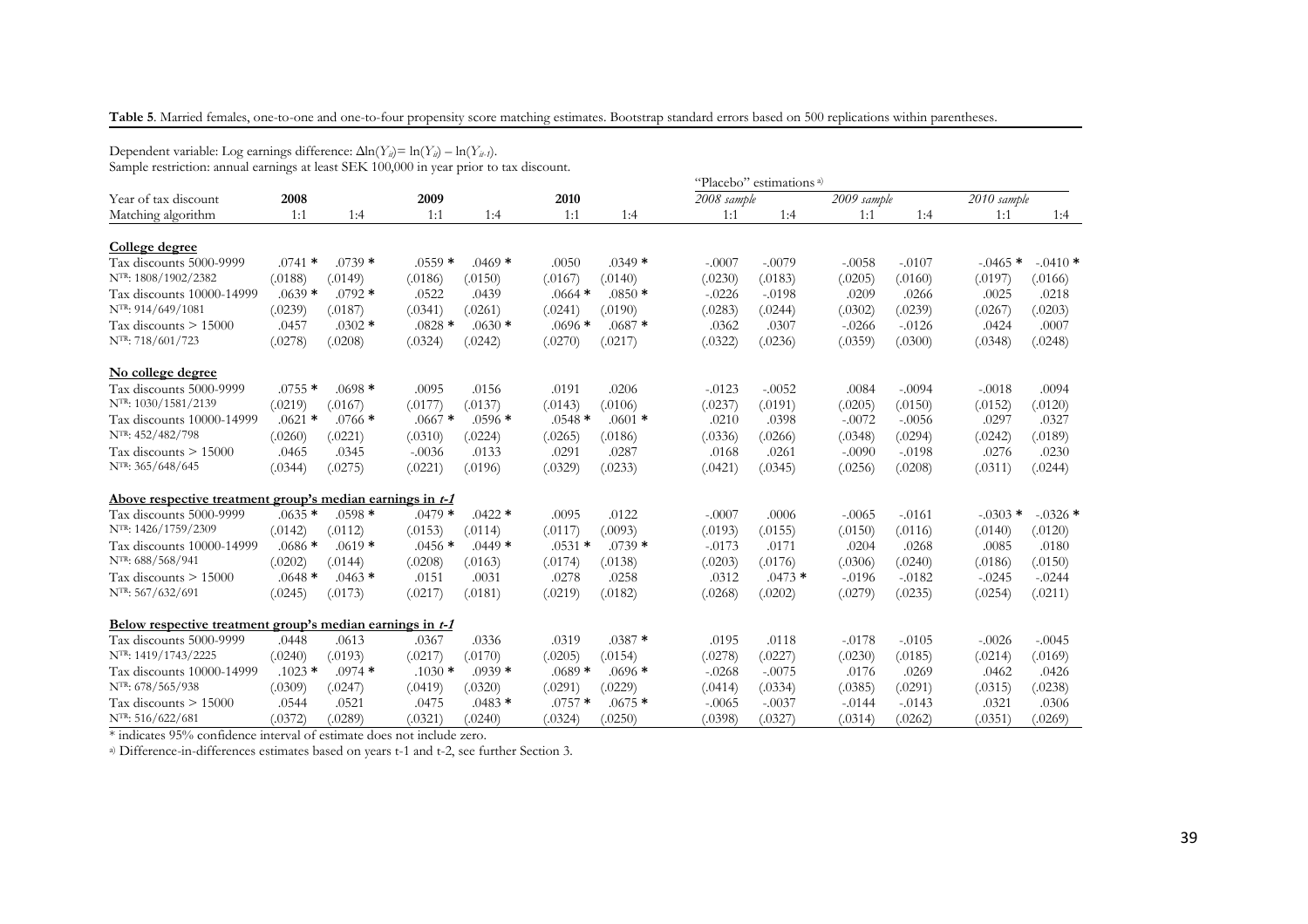**Table 5**. Married females, one-to-one and one-to-four propensity score matching estimates. Bootstrap standard errors based on 500 replications within parentheses.

Dependent variable: Log earnings difference: $\Delta\ln(Y_{it}) = \ln(Y_{it}) - \ln(Y_{it-1})$.
Sample restriction: annual earnings at least SEK 100,000 in year prior to tax discount.

| | | | | | | | "Placebo" estimations [a] | | | | | |
|---|---|---|---|---|---|---|---|---|---|---|---|---|
| Year of tax discount | **2008** | | **2009** | | **2010** | | *2008 sample* | | *2009 sample* | | *2010 sample* | |
| Matching algorithm | 1:1 | 1:4 | 1:1 | 1:4 | 1:1 | 1:4 | 1:1 | 1:4 | 1:1 | 1:4 | 1:1 | 1:4 |
| **College degree** | | | | | | | | | | | | |
| Tax discounts 5000-9999 | .0741 * | .0739 * | .0559 * | .0469 * | .0050 | .0349 * | -.0007 | -.0079 | -.0058 | -.0107 | -.0465 * | -.0410 * |
| $N^{TR}$: 1808/1902/2382 | (.0188) | (.0149) | (.0186) | (.0150) | (.0167) | (.0140) | (.0230) | (.0183) | (.0205) | (.0160) | (.0197) | (.0166) |
| Tax discounts 10000-14999 | .0639 * | .0792 * | .0522 | .0439 | .0664 * | .0850 * | -.0226 | -.0198 | .0209 | .0266 | .0025 | .0218 |
| $N^{TR}$: 914/649/1081 | (.0239) | (.0187) | (.0341) | (.0261) | (.0241) | (.0190) | (.0283) | (.0244) | (.0302) | (.0239) | (.0267) | (.0203) |
| Tax discounts > 15000 | .0457 | .0302 * | .0828 * | .0630 * | .0696 * | .0687 * | .0362 | .0307 | -.0266 | -.0126 | .0424 | .0007 |
| $N^{TR}$: 718/601/723 | (.0278) | (.0208) | (.0324) | (.0242) | (.0270) | (.0217) | (.0322) | (.0236) | (.0359) | (.0300) | (.0348) | (.0248) |
| **No college degree** | | | | | | | | | | | | |
| Tax discounts 5000-9999 | .0755 * | .0698 * | .0095 | .0156 | .0191 | .0206 | -.0123 | -.0052 | .0084 | -.0094 | -.0018 | .0094 |
| $N^{TR}$: 1030/1581/2139 | (.0219) | (.0167) | (.0177) | (.0137) | (.0143) | (.0106) | (.0237) | (.0191) | (.0205) | (.0150) | (.0152) | (.0120) |
| Tax discounts 10000-14999 | .0621 * | .0766 * | .0667 * | .0596 * | .0548 * | .0601 * | .0210 | .0398 | -.0072 | -.0056 | .0297 | .0327 |
| $N^{TR}$: 452/482/798 | (.0260) | (.0221) | (.0310) | (.0224) | (.0265) | (.0186) | (.0336) | (.0266) | (.0348) | (.0294) | (.0242) | (.0189) |
| Tax discounts > 15000 | .0465 | .0345 | -.0036 | .0133 | .0291 | .0287 | .0168 | .0261 | -.0090 | -.0198 | .0276 | .0230 |
| $N^{TR}$: 365/648/645 | (.0344) | (.0275) | (.0221) | (.0196) | (.0329) | (.0233) | (.0421) | (.0345) | (.0256) | (.0208) | (.0311) | (.0244) |
| **Above respective treatment group's median earnings in *t-1*** | | | | | | | | | | | | |
| Tax discounts 5000-9999 | .0635 * | .0598 * | .0479 * | .0422 * | .0095 | .0122 | -.0007 | .0006 | -.0065 | -.0161 | -.0303 * | -.0326 * |
| $N^{TR}$: 1426/1759/2309 | (.0142) | (.0112) | (.0153) | (.0114) | (.0117) | (.0093) | (.0193) | (.0155) | (.0150) | (.0116) | (.0140) | (.0120) |
| Tax discounts 10000-14999 | .0686 * | .0619 * | .0456 * | .0449 * | .0531 * | .0739 * | -.0173 | .0171 | .0204 | .0268 | .0085 | .0180 |
| $N^{TR}$: 688/568/941 | (.0202) | (.0144) | (.0208) | (.0163) | (.0174) | (.0138) | (.0203) | (.0176) | (.0306) | (.0240) | (.0186) | (.0150) |
| Tax discounts > 15000 | .0648 * | .0463 * | .0151 | .0031 | .0278 | .0258 | .0312 | .0473 * | -.0196 | -.0182 | -.0245 | -.0244 |
| $N^{TR}$: 567/632/691 | (.0245) | (.0173) | (.0217) | (.0181) | (.0219) | (.0182) | (.0268) | (.0202) | (.0279) | (.0235) | (.0254) | (.0211) |
| **Below respective treatment group's median earnings in *t-1*** | | | | | | | | | | | | |
| Tax discounts 5000-9999 | .0448 | .0613 | .0367 | .0336 | .0319 | .0387 * | .0195 | .0118 | -.0178 | -.0105 | -.0026 | -.0045 |
| $N^{TR}$: 1419/1743/2225 | (.0240) | (.0193) | (.0217) | (.0170) | (.0205) | (.0154) | (.0278) | (.0227) | (.0230) | (.0185) | (.0214) | (.0169) |
| Tax discounts 10000-14999 | .1023 * | .0974 * | .1030 * | .0939 * | .0689 * | .0696 * | -.0268 | -.0075 | .0176 | .0269 | .0462 | .0426 |
| $N^{TR}$: 678/565/938 | (.0309) | (.0247) | (.0419) | (.0320) | (.0291) | (.0229) | (.0414) | (.0334) | (.0385) | (.0291) | (.0315) | (.0238) |
| Tax discounts > 15000 | .0544 | .0521 | .0475 | .0483 * | .0757 * | .0675 * | -.0065 | -.0037 | -.0144 | -.0143 | .0321 | .0306 |
| $N^{TR}$: 516/622/681 | (.0372) | (.0289) | (.0321) | (.0240) | (.0324) | (.0250) | (.0398) | (.0327) | (.0314) | (.0262) | (.0351) | (.0269) |

\* indicates 95% confidence interval of estimate does not include zero.

[a] Difference-in-differences estimates based on years t-1 and t-2, see further Section 3.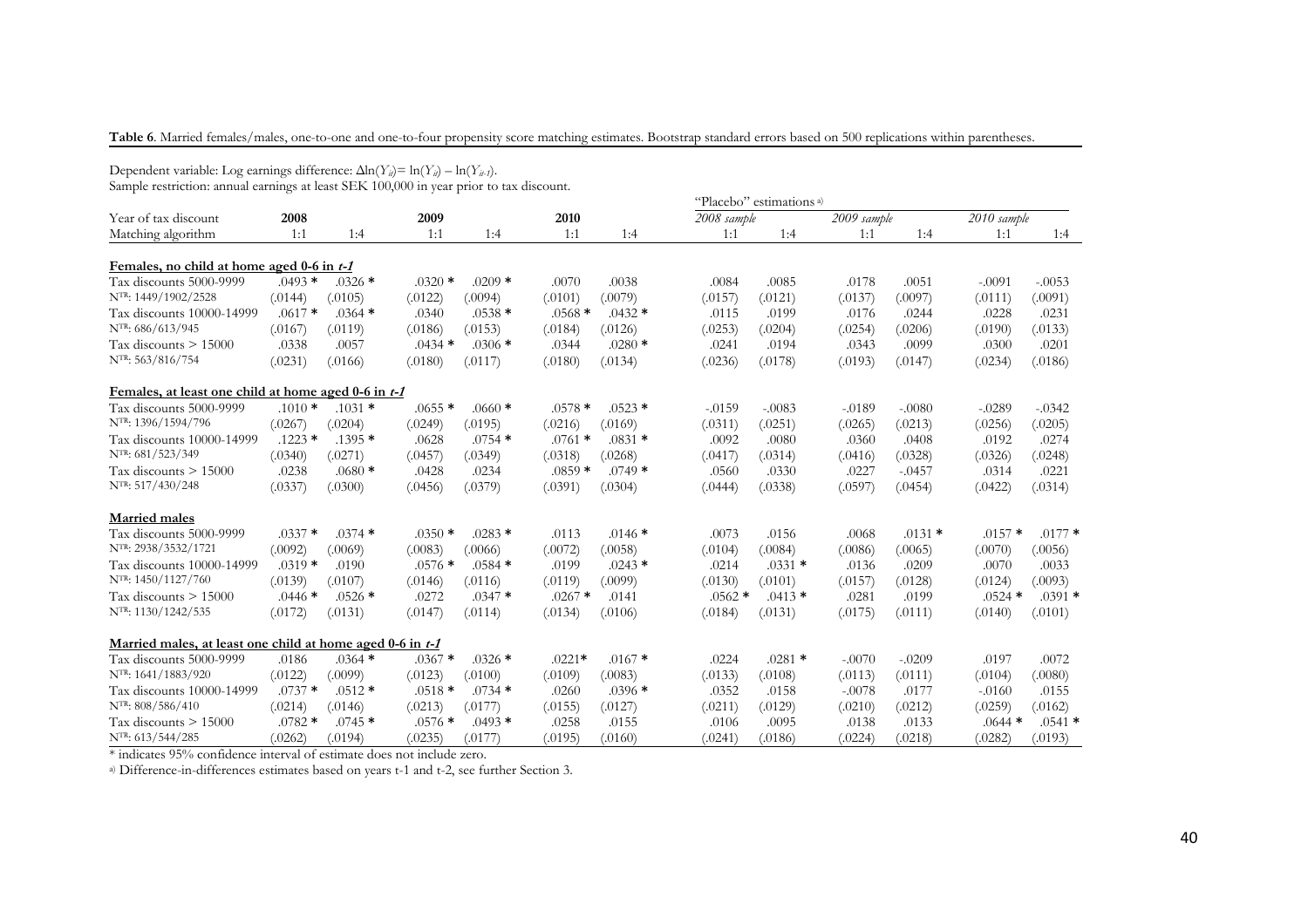**Table 6**. Married females/males, one-to-one and one-to-four propensity score matching estimates. Bootstrap standard errors based on 500 replications within parentheses.

Dependent variable: Log earnings difference: $\Delta\ln(Y_{it}) = \ln(Y_{it}) - \ln(Y_{it-1})$.
Sample restriction: annual earnings at least SEK 100,000 in year prior to tax discount.

| | | | | | | | "Placebo" estimations [a] | | | | | |
|---|---|---|---|---|---|---|---|---|---|---|---|---|
| Year of tax discount | **2008** | | **2009** | | **2010** | | *2008 sample* | | *2009 sample* | | *2010 sample* | |
| Matching algorithm | 1:1 | 1:4 | 1:1 | 1:4 | 1:1 | 1:4 | 1:1 | 1:4 | 1:1 | 1:4 | 1:1 | 1:4 |
| **Females, no child at home aged 0-6 in *t-1*** | | | | | | | | | | | | |
| Tax discounts 5000-9999 | .0493 * | .0326 * | .0320 * | .0209 * | .0070 | .0038 | .0084 | .0085 | .0178 | .0051 | -.0091 | -.0053 |
| $N^{TR}$: 1449/1902/2528 | (.0144) | (.0105) | (.0122) | (.0094) | (.0101) | (.0079) | (.0157) | (.0121) | (.0137) | (.0097) | (.0111) | (.0091) |
| Tax discounts 10000-14999 | .0617 * | .0364 * | .0340 | .0538 * | .0568 * | .0432 * | .0115 | .0199 | .0176 | .0244 | .0228 | .0231 |
| $N^{TR}$: 686/613/945 | (.0167) | (.0119) | (.0186) | (.0153) | (.0184) | (.0126) | (.0253) | (.0204) | (.0254) | (.0206) | (.0190) | (.0133) |
| Tax discounts > 15000 | .0338 | .0057 | .0434 * | .0306 * | .0344 | .0280 * | .0241 | .0194 | .0343 | .0099 | .0300 | .0201 |
| $N^{TR}$: 563/816/754 | (.0231) | (.0166) | (.0180) | (.0117) | (.0180) | (.0134) | (.0236) | (.0178) | (.0193) | (.0147) | (.0234) | (.0186) |
| **Females, at least one child at home aged 0-6 in *t-1*** | | | | | | | | | | | | |
| Tax discounts 5000-9999 | .1010 * | .1031 * | .0655 * | .0660 * | .0578 * | .0523 * | -.0159 | -.0083 | -.0189 | -.0080 | -.0289 | -.0342 |
| $N^{TR}$: 1396/1594/796 | (.0267) | (.0204) | (.0249) | (.0195) | (.0216) | (.0169) | (.0311) | (.0251) | (.0265) | (.0213) | (.0256) | (.0205) |
| Tax discounts 10000-14999 | .1223 * | .1395 * | .0628 | .0754 * | .0761 * | .0831 * | .0092 | .0080 | .0360 | .0408 | .0192 | .0274 |
| $N^{TR}$: 681/523/349 | (.0340) | (.0271) | (.0457) | (.0349) | (.0318) | (.0268) | (.0417) | (.0314) | (.0416) | (.0328) | (.0326) | (.0248) |
| Tax discounts > 15000 | .0238 | .0680 * | .0428 | .0234 | .0859 * | .0749 * | .0560 | .0330 | .0227 | -.0457 | .0314 | .0221 |
| $N^{TR}$: 517/430/248 | (.0337) | (.0300) | (.0456) | (.0379) | (.0391) | (.0304) | (.0444) | (.0338) | (.0597) | (.0454) | (.0422) | (.0314) |
| **Married males** | | | | | | | | | | | | |
| Tax discounts 5000-9999 | .0337 * | .0374 * | .0350 * | .0283 * | .0113 | .0146 * | .0073 | .0156 | .0068 | .0131 * | .0157 * | .0177 * |
| $N^{TR}$: 2938/3532/1721 | (.0092) | (.0069) | (.0083) | (.0066) | (.0072) | (.0058) | (.0104) | (.0084) | (.0086) | (.0065) | (.0070) | (.0056) |
| Tax discounts 10000-14999 | .0319 * | .0190 | .0576 * | .0584 * | .0199 | .0243 * | .0214 | .0331 * | .0136 | .0209 | .0070 | .0033 |
| $N^{TR}$: 1450/1127/760 | (.0139) | (.0107) | (.0146) | (.0116) | (.0119) | (.0099) | (.0130) | (.0101) | (.0157) | (.0128) | (.0124) | (.0093) |
| Tax discounts > 15000 | .0446 * | .0526 * | .0272 | .0347 * | .0267 * | .0141 | .0562 * | .0413 * | .0281 | .0199 | .0524 * | .0391 * |
| $N^{TR}$: 1130/1242/535 | (.0172) | (.0131) | (.0147) | (.0114) | (.0134) | (.0106) | (.0184) | (.0131) | (.0175) | (.0111) | (.0140) | (.0101) |
| **Married males, at least one child at home aged 0-6 in *t-1*** | | | | | | | | | | | | |
| Tax discounts 5000-9999 | .0186 | .0364 * | .0367 * | .0326 * | .0221* | .0167 * | .0224 | .0281 * | -.0070 | -.0209 | .0197 | .0072 |
| $N^{TR}$: 1641/1883/920 | (.0122) | (.0099) | (.0123) | (.0100) | (.0109) | (.0083) | (.0133) | (.0108) | (.0113) | (.0111) | (.0104) | (.0080) |
| Tax discounts 10000-14999 | .0737 * | .0512 * | .0518 * | .0734 * | .0260 | .0396 * | .0352 | .0158 | -.0078 | .0177 | -.0160 | .0155 |
| $N^{TR}$: 808/586/410 | (.0214) | (.0146) | (.0213) | (.0177) | (.0155) | (.0127) | (.0211) | (.0129) | (.0210) | (.0212) | (.0259) | (.0162) |
| Tax discounts > 15000 | .0782 * | .0745 * | .0576 * | .0493 * | .0258 | .0155 | .0106 | .0095 | .0138 | .0133 | .0644 * | .0541 * |
| $N^{TR}$: 613/544/285 | (.0262) | (.0194) | (.0235) | (.0177) | (.0195) | (.0160) | (.0241) | (.0186) | (.0224) | (.0218) | (.0282) | (.0193) |

* indicates 95% confidence interval of estimate does not include zero.

[a] Difference-in-differences estimates based on years t-1 and t-2, see further Section 3.